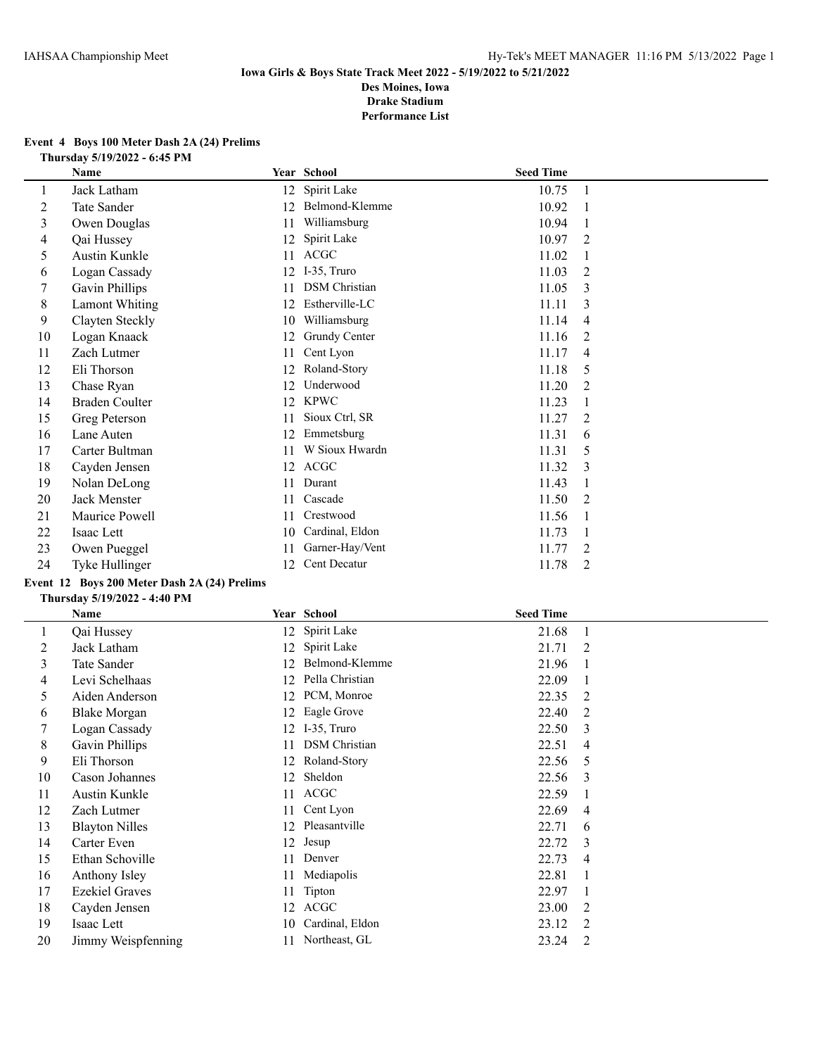IAHSAA Championship Meet

Hy-Tek's MEET MANAGER 11:16 PM 5/13/2022

**Iowa Girls & Boys State Track Meet 2022 - 5/19/2022 to 5/21/2022**
**Des Moines, Iowa**
**Drake Stadium**
**Performance List**

### Event 4 Boys 100 Meter Dash 2A (24) Prelims

**Thursday 5/19/2022 - 6:45 PM**

| | Name | Year | School | Seed Time | |
|---|---|---|---|---|---|
| 1 | Jack Latham | 12 | Spirit Lake | 10.75 | 1 |
| 2 | Tate Sander | 12 | Belmond-Klemme | 10.92 | 1 |
| 3 | Owen Douglas | 11 | Williamsburg | 10.94 | 1 |
| 4 | Qai Hussey | 12 | Spirit Lake | 10.97 | 2 |
| 5 | Austin Kunkle | 11 | ACGC | 11.02 | 1 |
| 6 | Logan Cassady | 12 | I-35, Truro | 11.03 | 2 |
| 7 | Gavin Phillips | 11 | DSM Christian | 11.05 | 3 |
| 8 | Lamont Whiting | 12 | Estherville-LC | 11.11 | 3 |
| 9 | Clayten Steckly | 10 | Williamsburg | 11.14 | 4 |
| 10 | Logan Knaack | 12 | Grundy Center | 11.16 | 2 |
| 11 | Zach Lutmer | 11 | Cent Lyon | 11.17 | 4 |
| 12 | Eli Thorson | 12 | Roland-Story | 11.18 | 5 |
| 13 | Chase Ryan | 12 | Underwood | 11.20 | 2 |
| 14 | Braden Coulter | 12 | KPWC | 11.23 | 1 |
| 15 | Greg Peterson | 11 | Sioux Ctrl, SR | 11.27 | 2 |
| 16 | Lane Auten | 12 | Emmetsburg | 11.31 | 6 |
| 17 | Carter Bultman | 11 | W Sioux Hwardn | 11.31 | 5 |
| 18 | Cayden Jensen | 12 | ACGC | 11.32 | 3 |
| 19 | Nolan DeLong | 11 | Durant | 11.43 | 1 |
| 20 | Jack Menster | 11 | Cascade | 11.50 | 2 |
| 21 | Maurice Powell | 11 | Crestwood | 11.56 | 1 |
| 22 | Isaac Lett | 10 | Cardinal, Eldon | 11.73 | 1 |
| 23 | Owen Pueggel | 11 | Garner-Hay/Vent | 11.77 | 2 |
| 24 | Tyke Hullinger | 12 | Cent Decatur | 11.78 | 2 |

### Event 12 Boys 200 Meter Dash 2A (24) Prelims

**Thursday 5/19/2022 - 4:40 PM**

| | Name | Year | School | Seed Time | |
|---|---|---|---|---|---|
| 1 | Qai Hussey | 12 | Spirit Lake | 21.68 | 1 |
| 2 | Jack Latham | 12 | Spirit Lake | 21.71 | 2 |
| 3 | Tate Sander | 12 | Belmond-Klemme | 21.96 | 1 |
| 4 | Levi Schelhaas | 12 | Pella Christian | 22.09 | 1 |
| 5 | Aiden Anderson | 12 | PCM, Monroe | 22.35 | 2 |
| 6 | Blake Morgan | 12 | Eagle Grove | 22.40 | 2 |
| 7 | Logan Cassady | 12 | I-35, Truro | 22.50 | 3 |
| 8 | Gavin Phillips | 11 | DSM Christian | 22.51 | 4 |
| 9 | Eli Thorson | 12 | Roland-Story | 22.56 | 5 |
| 10 | Cason Johannes | 12 | Sheldon | 22.56 | 3 |
| 11 | Austin Kunkle | 11 | ACGC | 22.59 | 1 |
| 12 | Zach Lutmer | 11 | Cent Lyon | 22.69 | 4 |
| 13 | Blayton Nilles | 12 | Pleasantville | 22.71 | 6 |
| 14 | Carter Even | 12 | Jesup | 22.72 | 3 |
| 15 | Ethan Schoville | 11 | Denver | 22.73 | 4 |
| 16 | Anthony Isley | 11 | Mediapolis | 22.81 | 1 |
| 17 | Ezekiel Graves | 11 | Tipton | 22.97 | 1 |
| 18 | Cayden Jensen | 12 | ACGC | 23.00 | 2 |
| 19 | Isaac Lett | 10 | Cardinal, Eldon | 23.12 | 2 |
| 20 | Jimmy Weispfenning | 11 | Northeast, GL | 23.24 | 2 |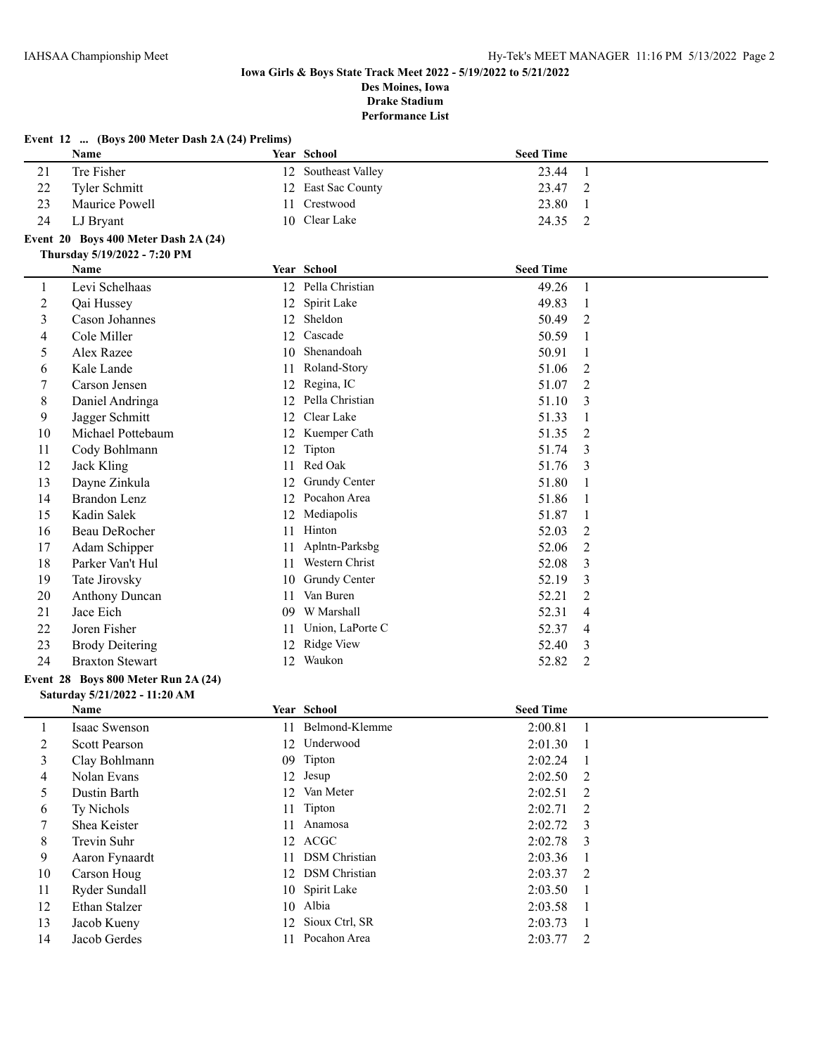**Iowa Girls & Boys State Track Meet 2022 - 5/19/2022 to 5/21/2022**
**Des Moines, Iowa**
**Drake Stadium**
**Performance List**

**Event 12 ... (Boys 200 Meter Dash 2A (24) Prelims)**

| | Name | Year | School | Seed Time | |
|---|---|---|---|---|---|
| 21 | Tre Fisher | 12 | Southeast Valley | 23.44 | 1 |
| 22 | Tyler Schmitt | 12 | East Sac County | 23.47 | 2 |
| 23 | Maurice Powell | 11 | Crestwood | 23.80 | 1 |
| 24 | LJ Bryant | 10 | Clear Lake | 24.35 | 2 |

**Event 20 Boys 400 Meter Dash 2A (24)**
**Thursday 5/19/2022 - 7:20 PM**

| | Name | Year | School | Seed Time | |
|---|---|---|---|---|---|
| 1 | Levi Schelhaas | 12 | Pella Christian | 49.26 | 1 |
| 2 | Qai Hussey | 12 | Spirit Lake | 49.83 | 1 |
| 3 | Cason Johannes | 12 | Sheldon | 50.49 | 2 |
| 4 | Cole Miller | 12 | Cascade | 50.59 | 1 |
| 5 | Alex Razee | 10 | Shenandoah | 50.91 | 1 |
| 6 | Kale Lande | 11 | Roland-Story | 51.06 | 2 |
| 7 | Carson Jensen | 12 | Regina, IC | 51.07 | 2 |
| 8 | Daniel Andringa | 12 | Pella Christian | 51.10 | 3 |
| 9 | Jagger Schmitt | 12 | Clear Lake | 51.33 | 1 |
| 10 | Michael Pottebaum | 12 | Kuemper Cath | 51.35 | 2 |
| 11 | Cody Bohlmann | 12 | Tipton | 51.74 | 3 |
| 12 | Jack Kling | 11 | Red Oak | 51.76 | 3 |
| 13 | Dayne Zinkula | 12 | Grundy Center | 51.80 | 1 |
| 14 | Brandon Lenz | 12 | Pocahon Area | 51.86 | 1 |
| 15 | Kadin Salek | 12 | Mediapolis | 51.87 | 1 |
| 16 | Beau DeRocher | 11 | Hinton | 52.03 | 2 |
| 17 | Adam Schipper | 11 | Aplntn-Parksbg | 52.06 | 2 |
| 18 | Parker Van't Hul | 11 | Western Christ | 52.08 | 3 |
| 19 | Tate Jirovsky | 10 | Grundy Center | 52.19 | 3 |
| 20 | Anthony Duncan | 11 | Van Buren | 52.21 | 2 |
| 21 | Jace Eich | 09 | W Marshall | 52.31 | 4 |
| 22 | Joren Fisher | 11 | Union, LaPorte C | 52.37 | 4 |
| 23 | Brody Deitering | 12 | Ridge View | 52.40 | 3 |
| 24 | Braxton Stewart | 12 | Waukon | 52.82 | 2 |

**Event 28 Boys 800 Meter Run 2A (24)**
**Saturday 5/21/2022 - 11:20 AM**

| | Name | Year | School | Seed Time | |
|---|---|---|---|---|---|
| 1 | Isaac Swenson | 11 | Belmond-Klemme | 2:00.81 | 1 |
| 2 | Scott Pearson | 12 | Underwood | 2:01.30 | 1 |
| 3 | Clay Bohlmann | 09 | Tipton | 2:02.24 | 1 |
| 4 | Nolan Evans | 12 | Jesup | 2:02.50 | 2 |
| 5 | Dustin Barth | 12 | Van Meter | 2:02.51 | 2 |
| 6 | Ty Nichols | 11 | Tipton | 2:02.71 | 2 |
| 7 | Shea Keister | 11 | Anamosa | 2:02.72 | 3 |
| 8 | Trevin Suhr | 12 | ACGC | 2:02.78 | 3 |
| 9 | Aaron Fynaardt | 11 | DSM Christian | 2:03.36 | 1 |
| 10 | Carson Houg | 12 | DSM Christian | 2:03.37 | 2 |
| 11 | Ryder Sundall | 10 | Spirit Lake | 2:03.50 | 1 |
| 12 | Ethan Stalzer | 10 | Albia | 2:03.58 | 1 |
| 13 | Jacob Kueny | 12 | Sioux Ctrl, SR | 2:03.73 | 1 |
| 14 | Jacob Gerdes | 11 | Pocahon Area | 2:03.77 | 2 |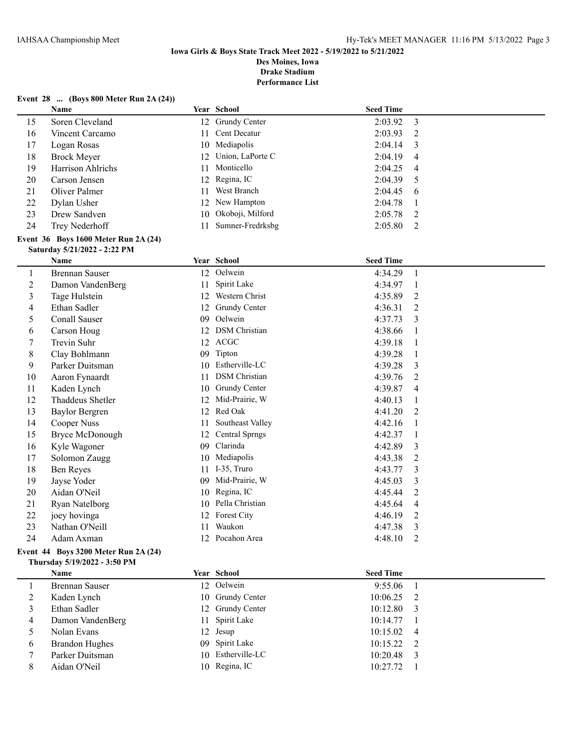## Iowa Girls & Boys State Track Meet 2022 - 5/19/2022 to 5/21/2022
### Des Moines, Iowa
### Drake Stadium
### Performance List

**Event 28 ... (Boys 800 Meter Run 2A (24))**

| | Name | Year | School | Seed Time | |
|---|---|---|---|---|---|
| 15 | Soren Cleveland | 12 | Grundy Center | 2:03.92 | 3 |
| 16 | Vincent Carcamo | 11 | Cent Decatur | 2:03.93 | 2 |
| 17 | Logan Rosas | 10 | Mediapolis | 2:04.14 | 3 |
| 18 | Brock Meyer | 12 | Union, LaPorte C | 2:04.19 | 4 |
| 19 | Harrison Ahlrichs | 11 | Monticello | 2:04.25 | 4 |
| 20 | Carson Jensen | 12 | Regina, IC | 2:04.39 | 5 |
| 21 | Oliver Palmer | 11 | West Branch | 2:04.45 | 6 |
| 22 | Dylan Usher | 12 | New Hampton | 2:04.78 | 1 |
| 23 | Drew Sandven | 10 | Okoboji, Milford | 2:05.78 | 2 |
| 24 | Trey Nederhoff | 11 | Sumner-Fredrksbg | 2:05.80 | 2 |

**Event 36 Boys 1600 Meter Run 2A (24)**
**Saturday 5/21/2022 - 2:22 PM**

| | Name | Year | School | Seed Time | |
|---|---|---|---|---|---|
| 1 | Brennan Sauser | 12 | Oelwein | 4:34.29 | 1 |
| 2 | Damon VandenBerg | 11 | Spirit Lake | 4:34.97 | 1 |
| 3 | Tage Hulstein | 12 | Western Christ | 4:35.89 | 2 |
| 4 | Ethan Sadler | 12 | Grundy Center | 4:36.31 | 2 |
| 5 | Conall Sauser | 09 | Oelwein | 4:37.73 | 3 |
| 6 | Carson Houg | 12 | DSM Christian | 4:38.66 | 1 |
| 7 | Trevin Suhr | 12 | ACGC | 4:39.18 | 1 |
| 8 | Clay Bohlmann | 09 | Tipton | 4:39.28 | 1 |
| 9 | Parker Duitsman | 10 | Estherville-LC | 4:39.28 | 3 |
| 10 | Aaron Fynaardt | 11 | DSM Christian | 4:39.76 | 2 |
| 11 | Kaden Lynch | 10 | Grundy Center | 4:39.87 | 4 |
| 12 | Thaddeus Shetler | 12 | Mid-Prairie, W | 4:40.13 | 1 |
| 13 | Baylor Bergren | 12 | Red Oak | 4:41.20 | 2 |
| 14 | Cooper Nuss | 11 | Southeast Valley | 4:42.16 | 1 |
| 15 | Bryce McDonough | 12 | Central Sprngs | 4:42.37 | 1 |
| 16 | Kyle Wagoner | 09 | Clarinda | 4:42.89 | 3 |
| 17 | Solomon Zaugg | 10 | Mediapolis | 4:43.38 | 2 |
| 18 | Ben Reyes | 11 | I-35, Truro | 4:43.77 | 3 |
| 19 | Jayse Yoder | 09 | Mid-Prairie, W | 4:45.03 | 3 |
| 20 | Aidan O'Neil | 10 | Regina, IC | 4:45.44 | 2 |
| 21 | Ryan Natelborg | 10 | Pella Christian | 4:45.64 | 4 |
| 22 | joey hovinga | 12 | Forest City | 4:46.19 | 2 |
| 23 | Nathan O'Neill | 11 | Waukon | 4:47.38 | 3 |
| 24 | Adam Axman | 12 | Pocahon Area | 4:48.10 | 2 |

**Event 44 Boys 3200 Meter Run 2A (24)**
**Thursday 5/19/2022 - 3:50 PM**

| | Name | Year | School | Seed Time | |
|---|---|---|---|---|---|
| 1 | Brennan Sauser | 12 | Oelwein | 9:55.06 | 1 |
| 2 | Kaden Lynch | 10 | Grundy Center | 10:06.25 | 2 |
| 3 | Ethan Sadler | 12 | Grundy Center | 10:12.80 | 3 |
| 4 | Damon VandenBerg | 11 | Spirit Lake | 10:14.77 | 1 |
| 5 | Nolan Evans | 12 | Jesup | 10:15.02 | 4 |
| 6 | Brandon Hughes | 09 | Spirit Lake | 10:15.22 | 2 |
| 7 | Parker Duitsman | 10 | Estherville-LC | 10:20.48 | 3 |
| 8 | Aidan O'Neil | 10 | Regina, IC | 10:27.72 | 1 |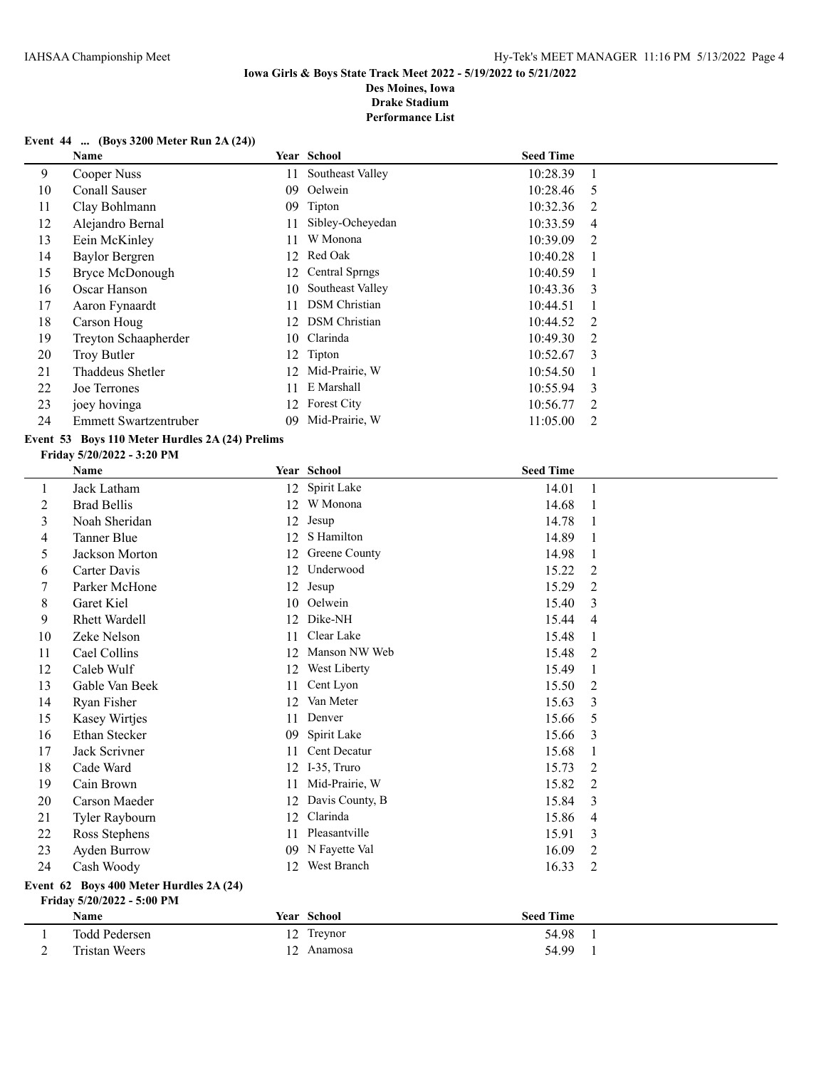**Iowa Girls & Boys State Track Meet 2022 - 5/19/2022 to 5/21/2022**
**Des Moines, Iowa**
**Drake Stadium**
**Performance List**

### Event 44 ... (Boys 3200 Meter Run 2A (24))

| | Name | Year | School | Seed Time | |
|---|---|---|---|---|---|
| 9 | Cooper Nuss | 11 | Southeast Valley | 10:28.39 | 1 |
| 10 | Conall Sauser | 09 | Oelwein | 10:28.46 | 5 |
| 11 | Clay Bohlmann | 09 | Tipton | 10:32.36 | 2 |
| 12 | Alejandro Bernal | 11 | Sibley-Ocheyedan | 10:33.59 | 4 |
| 13 | Eein McKinley | 11 | W Monona | 10:39.09 | 2 |
| 14 | Baylor Bergren | 12 | Red Oak | 10:40.28 | 1 |
| 15 | Bryce McDonough | 12 | Central Sprngs | 10:40.59 | 1 |
| 16 | Oscar Hanson | 10 | Southeast Valley | 10:43.36 | 3 |
| 17 | Aaron Fynaardt | 11 | DSM Christian | 10:44.51 | 1 |
| 18 | Carson Houg | 12 | DSM Christian | 10:44.52 | 2 |
| 19 | Treyton Schaapherder | 10 | Clarinda | 10:49.30 | 2 |
| 20 | Troy Butler | 12 | Tipton | 10:52.67 | 3 |
| 21 | Thaddeus Shetler | 12 | Mid-Prairie, W | 10:54.50 | 1 |
| 22 | Joe Terrones | 11 | E Marshall | 10:55.94 | 3 |
| 23 | joey hovinga | 12 | Forest City | 10:56.77 | 2 |
| 24 | Emmett Swartzentruber | 09 | Mid-Prairie, W | 11:05.00 | 2 |

### Event 53 Boys 110 Meter Hurdles 2A (24) Prelims

**Friday 5/20/2022 - 3:20 PM**

| | Name | Year | School | Seed Time | |
|---|---|---|---|---|---|
| 1 | Jack Latham | 12 | Spirit Lake | 14.01 | 1 |
| 2 | Brad Bellis | 12 | W Monona | 14.68 | 1 |
| 3 | Noah Sheridan | 12 | Jesup | 14.78 | 1 |
| 4 | Tanner Blue | 12 | S Hamilton | 14.89 | 1 |
| 5 | Jackson Morton | 12 | Greene County | 14.98 | 1 |
| 6 | Carter Davis | 12 | Underwood | 15.22 | 2 |
| 7 | Parker McHone | 12 | Jesup | 15.29 | 2 |
| 8 | Garet Kiel | 10 | Oelwein | 15.40 | 3 |
| 9 | Rhett Wardell | 12 | Dike-NH | 15.44 | 4 |
| 10 | Zeke Nelson | 11 | Clear Lake | 15.48 | 1 |
| 11 | Cael Collins | 12 | Manson NW Web | 15.48 | 2 |
| 12 | Caleb Wulf | 12 | West Liberty | 15.49 | 1 |
| 13 | Gable Van Beek | 11 | Cent Lyon | 15.50 | 2 |
| 14 | Ryan Fisher | 12 | Van Meter | 15.63 | 3 |
| 15 | Kasey Wirtjes | 11 | Denver | 15.66 | 5 |
| 16 | Ethan Stecker | 09 | Spirit Lake | 15.66 | 3 |
| 17 | Jack Scrivner | 11 | Cent Decatur | 15.68 | 1 |
| 18 | Cade Ward | 12 | I-35, Truro | 15.73 | 2 |
| 19 | Cain Brown | 11 | Mid-Prairie, W | 15.82 | 2 |
| 20 | Carson Maeder | 12 | Davis County, B | 15.84 | 3 |
| 21 | Tyler Raybourn | 12 | Clarinda | 15.86 | 4 |
| 22 | Ross Stephens | 11 | Pleasantville | 15.91 | 3 |
| 23 | Ayden Burrow | 09 | N Fayette Val | 16.09 | 2 |
| 24 | Cash Woody | 12 | West Branch | 16.33 | 2 |

### Event 62 Boys 400 Meter Hurdles 2A (24)

**Friday 5/20/2022 - 5:00 PM**

| | Name | Year | School | Seed Time | |
|---|---|---|---|---|---|
| 1 | Todd Pedersen | 12 | Treynor | 54.98 | 1 |
| 2 | Tristan Weers | 12 | Anamosa | 54.99 | 1 |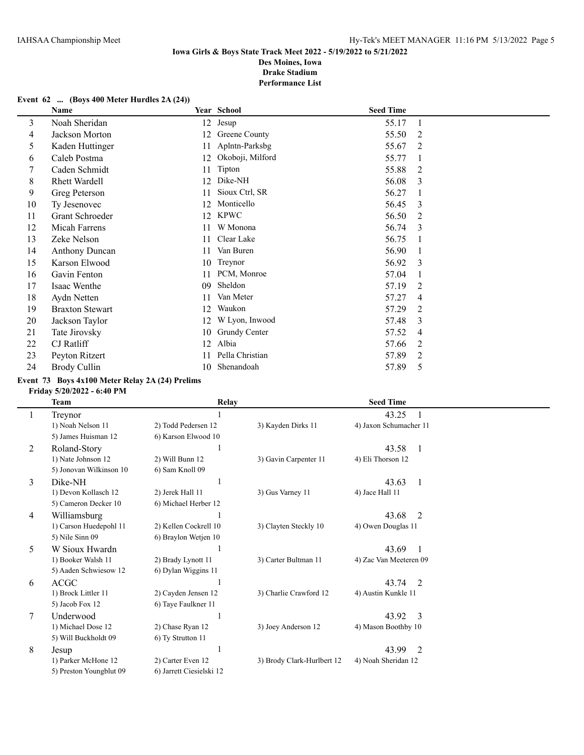**Iowa Girls & Boys State Track Meet 2022 - 5/19/2022 to 5/21/2022**
**Des Moines, Iowa**
**Drake Stadium**
**Performance List**

### Event 62 ... (Boys 400 Meter Hurdles 2A (24))

| | Name | Year | School | Seed Time | |
|---|---|---|---|---|---|
| 3 | Noah Sheridan | 12 | Jesup | 55.17 | 1 |
| 4 | Jackson Morton | 12 | Greene County | 55.50 | 2 |
| 5 | Kaden Huttinger | 11 | Aplntn-Parksbg | 55.67 | 2 |
| 6 | Caleb Postma | 12 | Okoboji, Milford | 55.77 | 1 |
| 7 | Caden Schmidt | 11 | Tipton | 55.88 | 2 |
| 8 | Rhett Wardell | 12 | Dike-NH | 56.08 | 3 |
| 9 | Greg Peterson | 11 | Sioux Ctrl, SR | 56.27 | 1 |
| 10 | Ty Jesenovec | 12 | Monticello | 56.45 | 3 |
| 11 | Grant Schroeder | 12 | KPWC | 56.50 | 2 |
| 12 | Micah Farrens | 11 | W Monona | 56.74 | 3 |
| 13 | Zeke Nelson | 11 | Clear Lake | 56.75 | 1 |
| 14 | Anthony Duncan | 11 | Van Buren | 56.90 | 1 |
| 15 | Karson Elwood | 10 | Treynor | 56.92 | 3 |
| 16 | Gavin Fenton | 11 | PCM, Monroe | 57.04 | 1 |
| 17 | Isaac Wenthe | 09 | Sheldon | 57.19 | 2 |
| 18 | Aydn Netten | 11 | Van Meter | 57.27 | 4 |
| 19 | Braxton Stewart | 12 | Waukon | 57.29 | 2 |
| 20 | Jackson Taylor | 12 | W Lyon, Inwood | 57.48 | 3 |
| 21 | Tate Jirovsky | 10 | Grundy Center | 57.52 | 4 |
| 22 | CJ Ratliff | 12 | Albia | 57.66 | 2 |
| 23 | Peyton Ritzert | 11 | Pella Christian | 57.89 | 2 |
| 24 | Brody Cullin | 10 | Shenandoah | 57.89 | 5 |

### Event 73 Boys 4x100 Meter Relay 2A (24) Prelims

**Friday 5/20/2022 - 6:40 PM**

| | Team | Relay | | Seed Time | |
|---|---|---|---|---|---|
| 1 | Treynor | 1 | | 43.25 | 1 |
| | 1) Noah Nelson 11 | 2) Todd Pedersen 12 | 3) Kayden Dirks 11 | 4) Jaxon Schumacher 11 | |
| | 5) James Huisman 12 | 6) Karson Elwood 10 | | | |
| 2 | Roland-Story | 1 | | 43.58 | 1 |
| | 1) Nate Johnson 12 | 2) Will Bunn 12 | 3) Gavin Carpenter 11 | 4) Eli Thorson 12 | |
| | 5) Jonovan Wilkinson 10 | 6) Sam Knoll 09 | | | |
| 3 | Dike-NH | 1 | | 43.63 | 1 |
| | 1) Devon Kollasch 12 | 2) Jerek Hall 11 | 3) Gus Varney 11 | 4) Jace Hall 11 | |
| | 5) Cameron Decker 10 | 6) Michael Herber 12 | | | |
| 4 | Williamsburg | 1 | | 43.68 | 2 |
| | 1) Carson Huedepohl 11 | 2) Kellen Cockrell 10 | 3) Clayten Steckly 10 | 4) Owen Douglas 11 | |
| | 5) Nile Sinn 09 | 6) Braylon Wetjen 10 | | | |
| 5 | W Sioux Hwardn | 1 | | 43.69 | 1 |
| | 1) Booker Walsh 11 | 2) Brady Lynott 11 | 3) Carter Bultman 11 | 4) Zac Van Meeteren 09 | |
| | 5) Aaden Schwiesow 12 | 6) Dylan Wiggins 11 | | | |
| 6 | ACGC | 1 | | 43.74 | 2 |
| | 1) Brock Littler 11 | 2) Cayden Jensen 12 | 3) Charlie Crawford 12 | 4) Austin Kunkle 11 | |
| | 5) Jacob Fox 12 | 6) Taye Faulkner 11 | | | |
| 7 | Underwood | 1 | | 43.92 | 3 |
| | 1) Michael Dose 12 | 2) Chase Ryan 12 | 3) Joey Anderson 12 | 4) Mason Boothby 10 | |
| | 5) Will Buckholdt 09 | 6) Ty Strutton 11 | | | |
| 8 | Jesup | 1 | | 43.99 | 2 |
| | 1) Parker McHone 12 | 2) Carter Even 12 | 3) Brody Clark-Hurlbert 12 | 4) Noah Sheridan 12 | |
| | 5) Preston Youngblut 09 | 6) Jarrett Ciesielski 12 | | | |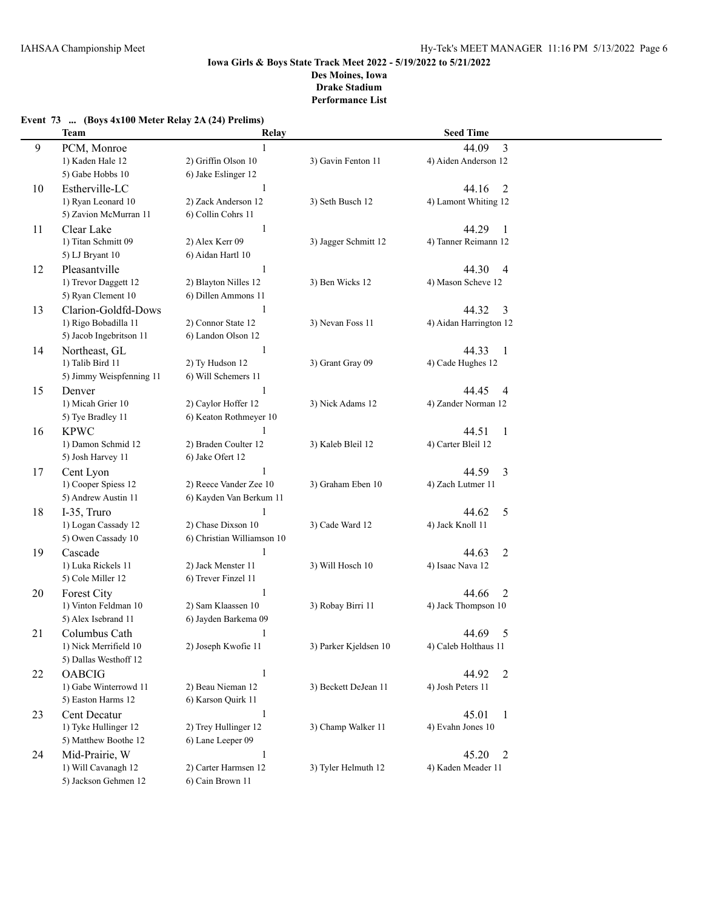**Iowa Girls & Boys State Track Meet 2022 - 5/19/2022 to 5/21/2022**

**Des Moines, Iowa**

**Drake Stadium**

**Performance List**

**Event 73 ... (Boys 4x100 Meter Relay 2A (24) Prelims)**

| | Team | Relay | | Seed Time |
|---|---|---|---|---|
| 9 | PCM, Monroe | 1 | | 44.09 3 |
| | 1) Kaden Hale 12 | 2) Griffin Olson 10 | 3) Gavin Fenton 11 | 4) Aiden Anderson 12 |
| | 5) Gabe Hobbs 10 | 6) Jake Eslinger 12 | | |
| 10 | Estherville-LC | 1 | | 44.16 2 |
| | 1) Ryan Leonard 10 | 2) Zack Anderson 12 | 3) Seth Busch 12 | 4) Lamont Whiting 12 |
| | 5) Zavion McMurran 11 | 6) Collin Cohrs 11 | | |
| 11 | Clear Lake | 1 | | 44.29 1 |
| | 1) Titan Schmitt 09 | 2) Alex Kerr 09 | 3) Jagger Schmitt 12 | 4) Tanner Reimann 12 |
| | 5) LJ Bryant 10 | 6) Aidan Hartl 10 | | |
| 12 | Pleasantville | 1 | | 44.30 4 |
| | 1) Trevor Daggett 12 | 2) Blayton Nilles 12 | 3) Ben Wicks 12 | 4) Mason Scheve 12 |
| | 5) Ryan Clement 10 | 6) Dillen Ammons 11 | | |
| 13 | Clarion-Goldfd-Dows | 1 | | 44.32 3 |
| | 1) Rigo Bobadilla 11 | 2) Connor State 12 | 3) Nevan Foss 11 | 4) Aidan Harrington 12 |
| | 5) Jacob Ingebritson 11 | 6) Landon Olson 12 | | |
| 14 | Northeast, GL | 1 | | 44.33 1 |
| | 1) Talib Bird 11 | 2) Ty Hudson 12 | 3) Grant Gray 09 | 4) Cade Hughes 12 |
| | 5) Jimmy Weispfenning 11 | 6) Will Schemers 11 | | |
| 15 | Denver | 1 | | 44.45 4 |
| | 1) Micah Grier 10 | 2) Caylor Hoffer 12 | 3) Nick Adams 12 | 4) Zander Norman 12 |
| | 5) Tye Bradley 11 | 6) Keaton Rothmeyer 10 | | |
| 16 | KPWC | 1 | | 44.51 1 |
| | 1) Damon Schmid 12 | 2) Braden Coulter 12 | 3) Kaleb Bleil 12 | 4) Carter Bleil 12 |
| | 5) Josh Harvey 11 | 6) Jake Ofert 12 | | |
| 17 | Cent Lyon | 1 | | 44.59 3 |
| | 1) Cooper Spiess 12 | 2) Reece Vander Zee 10 | 3) Graham Eben 10 | 4) Zach Lutmer 11 |
| | 5) Andrew Austin 11 | 6) Kayden Van Berkum 11 | | |
| 18 | I-35, Truro | 1 | | 44.62 5 |
| | 1) Logan Cassady 12 | 2) Chase Dixson 10 | 3) Cade Ward 12 | 4) Jack Knoll 11 |
| | 5) Owen Cassady 10 | 6) Christian Williamson 10 | | |
| 19 | Cascade | 1 | | 44.63 2 |
| | 1) Luka Rickels 11 | 2) Jack Menster 11 | 3) Will Hosch 10 | 4) Isaac Nava 12 |
| | 5) Cole Miller 12 | 6) Trever Finzel 11 | | |
| 20 | Forest City | 1 | | 44.66 2 |
| | 1) Vinton Feldman 10 | 2) Sam Klaassen 10 | 3) Robay Birri 11 | 4) Jack Thompson 10 |
| | 5) Alex Isebrand 11 | 6) Jayden Barkema 09 | | |
| 21 | Columbus Cath | 1 | | 44.69 5 |
| | 1) Nick Merrifield 10 | 2) Joseph Kwofie 11 | 3) Parker Kjeldsen 10 | 4) Caleb Holthaus 11 |
| | 5) Dallas Westhoff 12 | | | |
| 22 | OABCIG | 1 | | 44.92 2 |
| | 1) Gabe Winterrowd 11 | 2) Beau Nieman 12 | 3) Beckett DeJean 11 | 4) Josh Peters 11 |
| | 5) Easton Harms 12 | 6) Karson Quirk 11 | | |
| 23 | Cent Decatur | 1 | | 45.01 1 |
| | 1) Tyke Hullinger 12 | 2) Trey Hullinger 12 | 3) Champ Walker 11 | 4) Evahn Jones 10 |
| | 5) Matthew Boothe 12 | 6) Lane Leeper 09 | | |
| 24 | Mid-Prairie, W | 1 | | 45.20 2 |
| | 1) Will Cavanagh 12 | 2) Carter Harmsen 12 | 3) Tyler Helmuth 12 | 4) Kaden Meader 11 |
| | 5) Jackson Gehmen 12 | 6) Cain Brown 11 | | |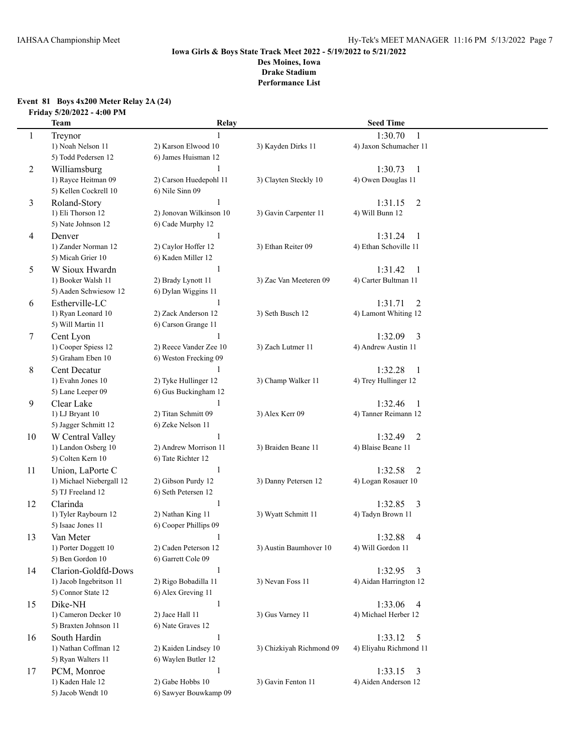**Iowa Girls & Boys State Track Meet 2022 - 5/19/2022 to 5/21/2022**
**Des Moines, Iowa**
**Drake Stadium**
**Performance List**

**Event 81 Boys 4x200 Meter Relay 2A (24)**

**Friday 5/20/2022 - 4:00 PM**

| | Team | Relay | | Seed Time |
|---|---|---|---|---|
| 1 | Treynor | 1 | | 1:30.70 1 |
| | 1) Noah Nelson 11 | 2) Karson Elwood 10 | 3) Kayden Dirks 11 | 4) Jaxon Schumacher 11 |
| | 5) Todd Pedersen 12 | 6) James Huisman 12 | | |
| 2 | Williamsburg | 1 | | 1:30.73 1 |
| | 1) Rayce Heitman 09 | 2) Carson Huedepohl 11 | 3) Clayten Steckly 10 | 4) Owen Douglas 11 |
| | 5) Kellen Cockrell 10 | 6) Nile Sinn 09 | | |
| 3 | Roland-Story | 1 | | 1:31.15 2 |
| | 1) Eli Thorson 12 | 2) Jonovan Wilkinson 10 | 3) Gavin Carpenter 11 | 4) Will Bunn 12 |
| | 5) Nate Johnson 12 | 6) Cade Murphy 12 | | |
| 4 | Denver | 1 | | 1:31.24 1 |
| | 1) Zander Norman 12 | 2) Caylor Hoffer 12 | 3) Ethan Reiter 09 | 4) Ethan Schoville 11 |
| | 5) Micah Grier 10 | 6) Kaden Miller 12 | | |
| 5 | W Sioux Hwardn | 1 | | 1:31.42 1 |
| | 1) Booker Walsh 11 | 2) Brady Lynott 11 | 3) Zac Van Meeteren 09 | 4) Carter Bultman 11 |
| | 5) Aaden Schwiesow 12 | 6) Dylan Wiggins 11 | | |
| 6 | Estherville-LC | 1 | | 1:31.71 2 |
| | 1) Ryan Leonard 10 | 2) Zack Anderson 12 | 3) Seth Busch 12 | 4) Lamont Whiting 12 |
| | 5) Will Martin 11 | 6) Carson Grange 11 | | |
| 7 | Cent Lyon | 1 | | 1:32.09 3 |
| | 1) Cooper Spiess 12 | 2) Reece Vander Zee 10 | 3) Zach Lutmer 11 | 4) Andrew Austin 11 |
| | 5) Graham Eben 10 | 6) Weston Frecking 09 | | |
| 8 | Cent Decatur | 1 | | 1:32.28 1 |
| | 1) Evahn Jones 10 | 2) Tyke Hullinger 12 | 3) Champ Walker 11 | 4) Trey Hullinger 12 |
| | 5) Lane Leeper 09 | 6) Gus Buckingham 12 | | |
| 9 | Clear Lake | 1 | | 1:32.46 1 |
| | 1) LJ Bryant 10 | 2) Titan Schmitt 09 | 3) Alex Kerr 09 | 4) Tanner Reimann 12 |
| | 5) Jagger Schmitt 12 | 6) Zeke Nelson 11 | | |
| 10 | W Central Valley | 1 | | 1:32.49 2 |
| | 1) Landon Osberg 10 | 2) Andrew Morrison 11 | 3) Braiden Beane 11 | 4) Blaise Beane 11 |
| | 5) Colten Kern 10 | 6) Tate Richter 12 | | |
| 11 | Union, LaPorte C | 1 | | 1:32.58 2 |
| | 1) Michael Niebergall 12 | 2) Gibson Purdy 12 | 3) Danny Petersen 12 | 4) Logan Rosauer 10 |
| | 5) TJ Freeland 12 | 6) Seth Petersen 12 | | |
| 12 | Clarinda | 1 | | 1:32.85 3 |
| | 1) Tyler Raybourn 12 | 2) Nathan King 11 | 3) Wyatt Schmitt 11 | 4) Tadyn Brown 11 |
| | 5) Isaac Jones 11 | 6) Cooper Phillips 09 | | |
| 13 | Van Meter | 1 | | 1:32.88 4 |
| | 1) Porter Doggett 10 | 2) Caden Peterson 12 | 3) Austin Baumhover 10 | 4) Will Gordon 11 |
| | 5) Ben Gordon 10 | 6) Garrett Cole 09 | | |
| 14 | Clarion-Goldfd-Dows | 1 | | 1:32.95 3 |
| | 1) Jacob Ingebritson 11 | 2) Rigo Bobadilla 11 | 3) Nevan Foss 11 | 4) Aidan Harrington 12 |
| | 5) Connor State 12 | 6) Alex Greving 11 | | |
| 15 | Dike-NH | 1 | | 1:33.06 4 |
| | 1) Cameron Decker 10 | 2) Jace Hall 11 | 3) Gus Varney 11 | 4) Michael Herber 12 |
| | 5) Braxten Johnson 11 | 6) Nate Graves 12 | | |
| 16 | South Hardin | 1 | | 1:33.12 5 |
| | 1) Nathan Coffman 12 | 2) Kaiden Lindsey 10 | 3) Chizkiyah Richmond 09 | 4) Eliyahu Richmond 11 |
| | 5) Ryan Walters 11 | 6) Waylen Butler 12 | | |
| 17 | PCM, Monroe | 1 | | 1:33.15 3 |
| | 1) Kaden Hale 12 | 2) Gabe Hobbs 10 | 3) Gavin Fenton 11 | 4) Aiden Anderson 12 |
| | 5) Jacob Wendt 10 | 6) Sawyer Bouwkamp 09 | | |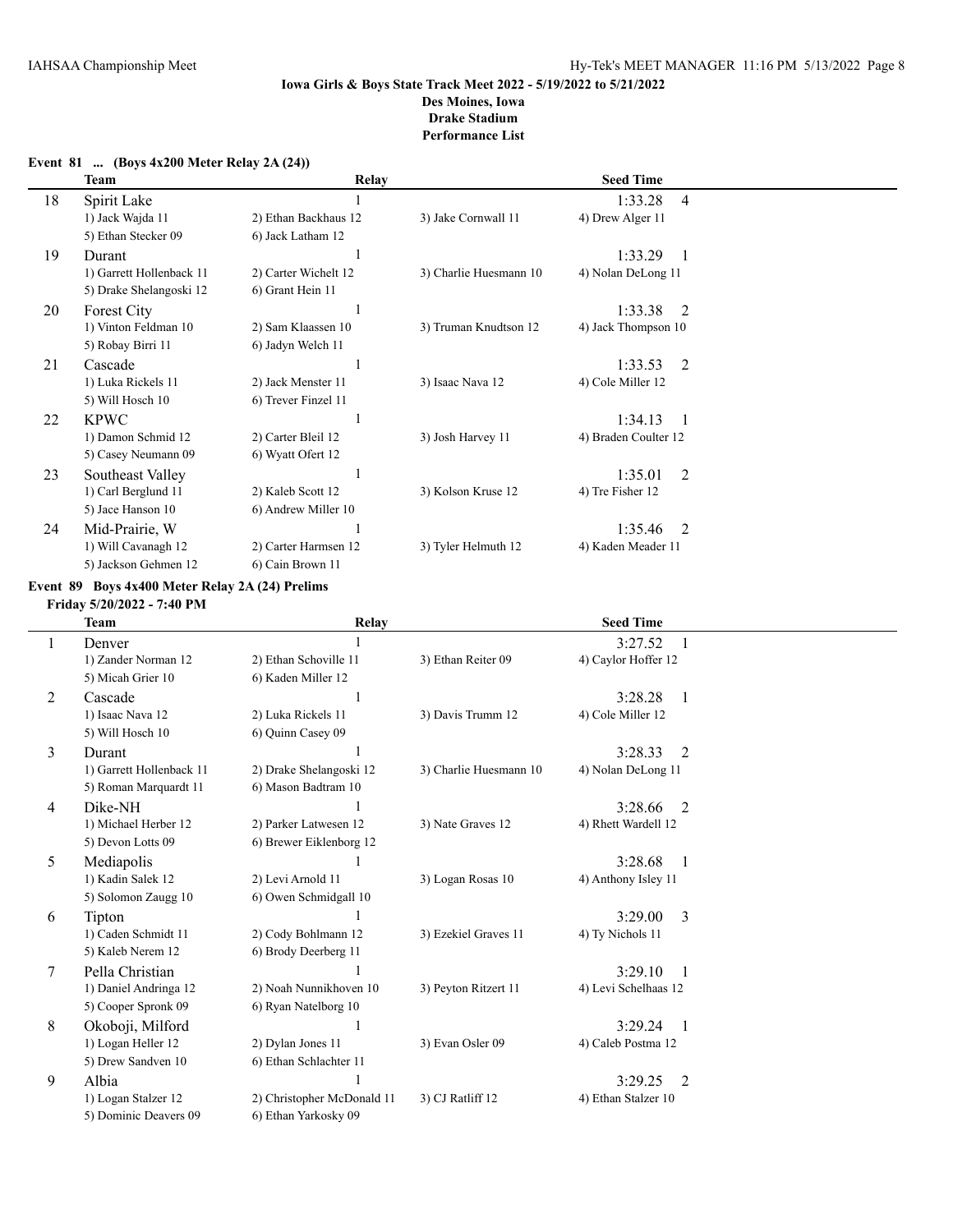# Iowa Girls & Boys State Track Meet 2022 - 5/19/2022 to 5/21/2022

**Des Moines, Iowa**
**Drake Stadium**
**Performance List**

### Event 81 ... (Boys 4x200 Meter Relay 2A (24))

| | Team | Relay | | Seed Time |
|---|---|---|---|---|
| 18 | Spirit Lake | 1 | | 1:33.28 4 |
| | 1) Jack Wajda 11 | 2) Ethan Backhaus 12 | 3) Jake Cornwall 11 | 4) Drew Alger 11 |
| | 5) Ethan Stecker 09 | 6) Jack Latham 12 | | |
| 19 | Durant | 1 | | 1:33.29 1 |
| | 1) Garrett Hollenback 11 | 2) Carter Wichelt 12 | 3) Charlie Huesmann 10 | 4) Nolan DeLong 11 |
| | 5) Drake Shelangoski 12 | 6) Grant Hein 11 | | |
| 20 | Forest City | 1 | | 1:33.38 2 |
| | 1) Vinton Feldman 10 | 2) Sam Klaassen 10 | 3) Truman Knudtson 12 | 4) Jack Thompson 10 |
| | 5) Robay Birri 11 | 6) Jadyn Welch 11 | | |
| 21 | Cascade | 1 | | 1:33.53 2 |
| | 1) Luka Rickels 11 | 2) Jack Menster 11 | 3) Isaac Nava 12 | 4) Cole Miller 12 |
| | 5) Will Hosch 10 | 6) Trever Finzel 11 | | |
| 22 | KPWC | 1 | | 1:34.13 1 |
| | 1) Damon Schmid 12 | 2) Carter Bleil 12 | 3) Josh Harvey 11 | 4) Braden Coulter 12 |
| | 5) Casey Neumann 09 | 6) Wyatt Ofert 12 | | |
| 23 | Southeast Valley | 1 | | 1:35.01 2 |
| | 1) Carl Berglund 11 | 2) Kaleb Scott 12 | 3) Kolson Kruse 12 | 4) Tre Fisher 12 |
| | 5) Jace Hanson 10 | 6) Andrew Miller 10 | | |
| 24 | Mid-Prairie, W | 1 | | 1:35.46 2 |
| | 1) Will Cavanagh 12 | 2) Carter Harmsen 12 | 3) Tyler Helmuth 12 | 4) Kaden Meader 11 |
| | 5) Jackson Gehmen 12 | 6) Cain Brown 11 | | |

### Event 89 Boys 4x400 Meter Relay 2A (24) Prelims

**Friday 5/20/2022 - 7:40 PM**

| | Team | Relay | | Seed Time |
|---|---|---|---|---|
| 1 | Denver | 1 | | 3:27.52 1 |
| | 1) Zander Norman 12 | 2) Ethan Schoville 11 | 3) Ethan Reiter 09 | 4) Caylor Hoffer 12 |
| | 5) Micah Grier 10 | 6) Kaden Miller 12 | | |
| 2 | Cascade | 1 | | 3:28.28 1 |
| | 1) Isaac Nava 12 | 2) Luka Rickels 11 | 3) Davis Trumm 12 | 4) Cole Miller 12 |
| | 5) Will Hosch 10 | 6) Quinn Casey 09 | | |
| 3 | Durant | 1 | | 3:28.33 2 |
| | 1) Garrett Hollenback 11 | 2) Drake Shelangoski 12 | 3) Charlie Huesmann 10 | 4) Nolan DeLong 11 |
| | 5) Roman Marquardt 11 | 6) Mason Badtram 10 | | |
| 4 | Dike-NH | 1 | | 3:28.66 2 |
| | 1) Michael Herber 12 | 2) Parker Latwesen 12 | 3) Nate Graves 12 | 4) Rhett Wardell 12 |
| | 5) Devon Lotts 09 | 6) Brewer Eiklenborg 12 | | |
| 5 | Mediapolis | 1 | | 3:28.68 1 |
| | 1) Kadin Salek 12 | 2) Levi Arnold 11 | 3) Logan Rosas 10 | 4) Anthony Isley 11 |
| | 5) Solomon Zaugg 10 | 6) Owen Schmidgall 10 | | |
| 6 | Tipton | 1 | | 3:29.00 3 |
| | 1) Caden Schmidt 11 | 2) Cody Bohlmann 12 | 3) Ezekiel Graves 11 | 4) Ty Nichols 11 |
| | 5) Kaleb Nerem 12 | 6) Brody Deerberg 11 | | |
| 7 | Pella Christian | 1 | | 3:29.10 1 |
| | 1) Daniel Andringa 12 | 2) Noah Nunnikhoven 10 | 3) Peyton Ritzert 11 | 4) Levi Schelhaas 12 |
| | 5) Cooper Spronk 09 | 6) Ryan Natelborg 10 | | |
| 8 | Okoboji, Milford | 1 | | 3:29.24 1 |
| | 1) Logan Heller 12 | 2) Dylan Jones 11 | 3) Evan Osler 09 | 4) Caleb Postma 12 |
| | 5) Drew Sandven 10 | 6) Ethan Schlachter 11 | | |
| 9 | Albia | 1 | | 3:29.25 2 |
| | 1) Logan Stalzer 12 | 2) Christopher McDonald 11 | 3) CJ Ratliff 12 | 4) Ethan Stalzer 10 |
| | 5) Dominic Deavers 09 | 6) Ethan Yarkosky 09 | | |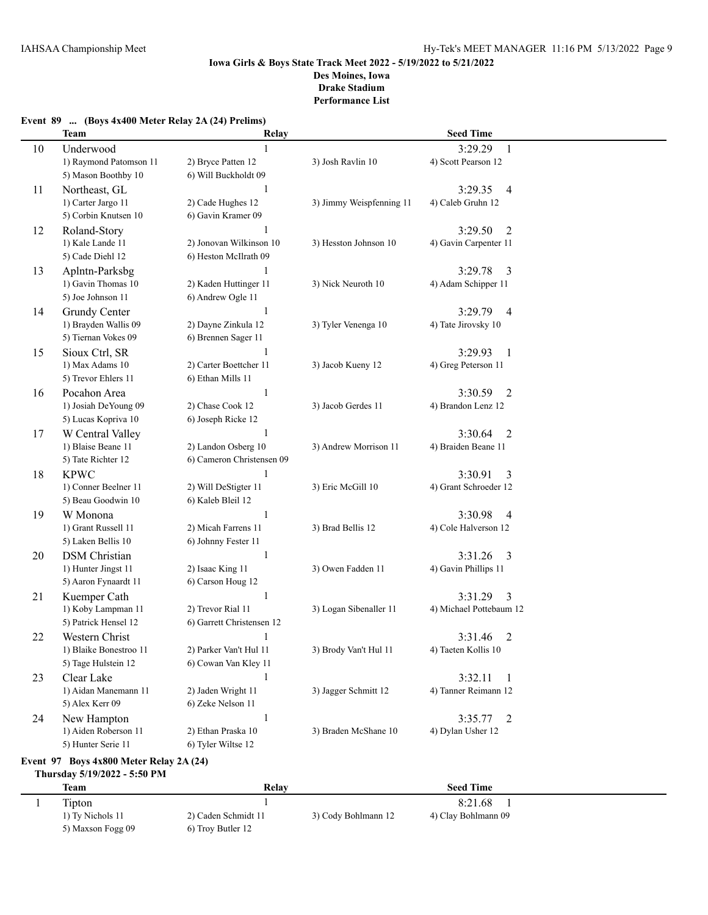**Iowa Girls & Boys State Track Meet 2022 - 5/19/2022 to 5/21/2022**
**Des Moines, Iowa**
**Drake Stadium**
**Performance List**

**Event 89 ... (Boys 4x400 Meter Relay 2A (24) Prelims)**

| | Team | Relay | | Seed Time |
|---|---|---|---|---|
| 10 | Underwood | 1 | | 3:29.29 1 |
| | 1) Raymond Patomson 11 | 2) Bryce Patten 12 | 3) Josh Ravlin 10 | 4) Scott Pearson 12 |
| | 5) Mason Boothby 10 | 6) Will Buckholdt 09 | | |
| 11 | Northeast, GL | 1 | | 3:29.35 4 |
| | 1) Carter Jargo 11 | 2) Cade Hughes 12 | 3) Jimmy Weispfenning 11 | 4) Caleb Gruhn 12 |
| | 5) Corbin Knutsen 10 | 6) Gavin Kramer 09 | | |
| 12 | Roland-Story | 1 | | 3:29.50 2 |
| | 1) Kale Lande 11 | 2) Jonovan Wilkinson 10 | 3) Hesston Johnson 10 | 4) Gavin Carpenter 11 |
| | 5) Cade Diehl 12 | 6) Heston McIlrath 09 | | |
| 13 | Aplntn-Parksbg | 1 | | 3:29.78 3 |
| | 1) Gavin Thomas 10 | 2) Kaden Huttinger 11 | 3) Nick Neuroth 10 | 4) Adam Schipper 11 |
| | 5) Joe Johnson 11 | 6) Andrew Ogle 11 | | |
| 14 | Grundy Center | 1 | | 3:29.79 4 |
| | 1) Brayden Wallis 09 | 2) Dayne Zinkula 12 | 3) Tyler Venenga 10 | 4) Tate Jirovsky 10 |
| | 5) Tiernan Vokes 09 | 6) Brennen Sager 11 | | |
| 15 | Sioux Ctrl, SR | 1 | | 3:29.93 1 |
| | 1) Max Adams 10 | 2) Carter Boettcher 11 | 3) Jacob Kueny 12 | 4) Greg Peterson 11 |
| | 5) Trevor Ehlers 11 | 6) Ethan Mills 11 | | |
| 16 | Pocahon Area | 1 | | 3:30.59 2 |
| | 1) Josiah DeYoung 09 | 2) Chase Cook 12 | 3) Jacob Gerdes 11 | 4) Brandon Lenz 12 |
| | 5) Lucas Kopriva 10 | 6) Joseph Ricke 12 | | |
| 17 | W Central Valley | 1 | | 3:30.64 2 |
| | 1) Blaise Beane 11 | 2) Landon Osberg 10 | 3) Andrew Morrison 11 | 4) Braiden Beane 11 |
| | 5) Tate Richter 12 | 6) Cameron Christensen 09 | | |
| 18 | KPWC | 1 | | 3:30.91 3 |
| | 1) Conner Beelner 11 | 2) Will DeStigter 11 | 3) Eric McGill 10 | 4) Grant Schroeder 12 |
| | 5) Beau Goodwin 10 | 6) Kaleb Bleil 12 | | |
| 19 | W Monona | 1 | | 3:30.98 4 |
| | 1) Grant Russell 11 | 2) Micah Farrens 11 | 3) Brad Bellis 12 | 4) Cole Halverson 12 |
| | 5) Laken Bellis 10 | 6) Johnny Fester 11 | | |
| 20 | DSM Christian | 1 | | 3:31.26 3 |
| | 1) Hunter Jingst 11 | 2) Isaac King 11 | 3) Owen Fadden 11 | 4) Gavin Phillips 11 |
| | 5) Aaron Fynaardt 11 | 6) Carson Houg 12 | | |
| 21 | Kuemper Cath | 1 | | 3:31.29 3 |
| | 1) Koby Lampman 11 | 2) Trevor Rial 11 | 3) Logan Sibenaller 11 | 4) Michael Pottebaum 12 |
| | 5) Patrick Hensel 12 | 6) Garrett Christensen 12 | | |
| 22 | Western Christ | 1 | | 3:31.46 2 |
| | 1) Blaike Bonestroo 11 | 2) Parker Van't Hul 11 | 3) Brody Van't Hul 11 | 4) Taeten Kollis 10 |
| | 5) Tage Hulstein 12 | 6) Cowan Van Kley 11 | | |
| 23 | Clear Lake | 1 | | 3:32.11 1 |
| | 1) Aidan Manemann 11 | 2) Jaden Wright 11 | 3) Jagger Schmitt 12 | 4) Tanner Reimann 12 |
| | 5) Alex Kerr 09 | 6) Zeke Nelson 11 | | |
| 24 | New Hampton | 1 | | 3:35.77 2 |
| | 1) Aiden Roberson 11 | 2) Ethan Praska 10 | 3) Braden McShane 10 | 4) Dylan Usher 12 |
| | 5) Hunter Serie 11 | 6) Tyler Wiltse 12 | | |

**Event 97 Boys 4x800 Meter Relay 2A (24)**
**Thursday 5/19/2022 - 5:50 PM**

| | Team | Relay | | Seed Time |
|---|---|---|---|---|
| 1 | Tipton | 1 | | 8:21.68 1 |
| | 1) Ty Nichols 11 | 2) Caden Schmidt 11 | 3) Cody Bohlmann 12 | 4) Clay Bohlmann 09 |
| | 5) Maxson Fogg 09 | 6) Troy Butler 12 | | |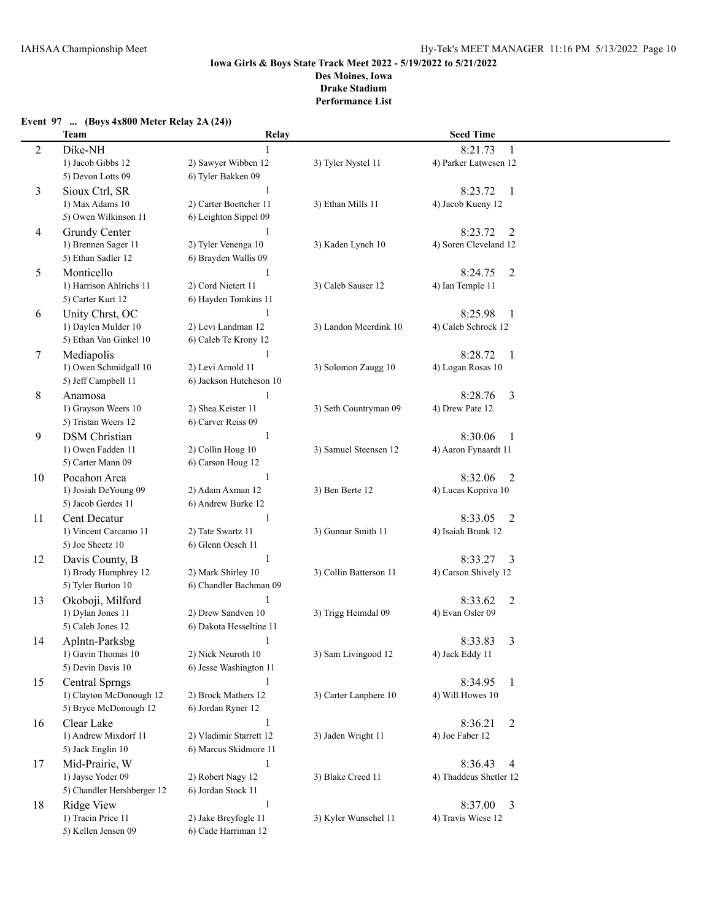**Iowa Girls & Boys State Track Meet 2022 - 5/19/2022 to 5/21/2022**
**Des Moines, Iowa**
**Drake Stadium**
**Performance List**

**Event 97 ... (Boys 4x800 Meter Relay 2A (24))**

| | Team | Relay | | Seed Time |
|---|---|---|---|---|
| 2 | Dike-NH | 1 | | 8:21.73 1 |
| | 1) Jacob Gibbs 12 | 2) Sawyer Wibben 12 | 3) Tyler Nystel 11 | 4) Parker Latwesen 12 |
| | 5) Devon Lotts 09 | 6) Tyler Bakken 09 | | |
| 3 | Sioux Ctrl, SR | 1 | | 8:23.72 1 |
| | 1) Max Adams 10 | 2) Carter Boettcher 11 | 3) Ethan Mills 11 | 4) Jacob Kueny 12 |
| | 5) Owen Wilkinson 11 | 6) Leighton Sippel 09 | | |
| 4 | Grundy Center | 1 | | 8:23.72 2 |
| | 1) Brennen Sager 11 | 2) Tyler Venenga 10 | 3) Kaden Lynch 10 | 4) Soren Cleveland 12 |
| | 5) Ethan Sadler 12 | 6) Brayden Wallis 09 | | |
| 5 | Monticello | 1 | | 8:24.75 2 |
| | 1) Harrison Ahlrichs 11 | 2) Cord Nietert 11 | 3) Caleb Sauser 12 | 4) Ian Temple 11 |
| | 5) Carter Kurt 12 | 6) Hayden Tomkins 11 | | |
| 6 | Unity Chrst, OC | 1 | | 8:25.98 1 |
| | 1) Daylen Mulder 10 | 2) Levi Landman 12 | 3) Landon Meerdink 10 | 4) Caleb Schrock 12 |
| | 5) Ethan Van Ginkel 10 | 6) Caleb Te Krony 12 | | |
| 7 | Mediapolis | 1 | | 8:28.72 1 |
| | 1) Owen Schmidgall 10 | 2) Levi Arnold 11 | 3) Solomon Zaugg 10 | 4) Logan Rosas 10 |
| | 5) Jeff Campbell 11 | 6) Jackson Hutcheson 10 | | |
| 8 | Anamosa | 1 | | 8:28.76 3 |
| | 1) Grayson Weers 10 | 2) Shea Keister 11 | 3) Seth Countryman 09 | 4) Drew Pate 12 |
| | 5) Tristan Weers 12 | 6) Carver Reiss 09 | | |
| 9 | DSM Christian | 1 | | 8:30.06 1 |
| | 1) Owen Fadden 11 | 2) Collin Houg 10 | 3) Samuel Steensen 12 | 4) Aaron Fynaardt 11 |
| | 5) Carter Mann 09 | 6) Carson Houg 12 | | |
| 10 | Pocahon Area | 1 | | 8:32.06 2 |
| | 1) Josiah DeYoung 09 | 2) Adam Axman 12 | 3) Ben Berte 12 | 4) Lucas Kopriva 10 |
| | 5) Jacob Gerdes 11 | 6) Andrew Burke 12 | | |
| 11 | Cent Decatur | 1 | | 8:33.05 2 |
| | 1) Vincent Carcamo 11 | 2) Tate Swartz 11 | 3) Gunnar Smith 11 | 4) Isaiah Brunk 12 |
| | 5) Joe Sheetz 10 | 6) Glenn Oesch 11 | | |
| 12 | Davis County, B | 1 | | 8:33.27 3 |
| | 1) Brody Humphrey 12 | 2) Mark Shirley 10 | 3) Collin Batterson 11 | 4) Carson Shively 12 |
| | 5) Tyler Burton 10 | 6) Chandler Bachman 09 | | |
| 13 | Okoboji, Milford | 1 | | 8:33.62 2 |
| | 1) Dylan Jones 11 | 2) Drew Sandven 10 | 3) Trigg Heimdal 09 | 4) Evan Osler 09 |
| | 5) Caleb Jones 12 | 6) Dakota Hesseltine 11 | | |
| 14 | Aplntn-Parksbg | 1 | | 8:33.83 3 |
| | 1) Gavin Thomas 10 | 2) Nick Neuroth 10 | 3) Sam Livingood 12 | 4) Jack Eddy 11 |
| | 5) Devin Davis 10 | 6) Jesse Washington 11 | | |
| 15 | Central Sprngs | 1 | | 8:34.95 1 |
| | 1) Clayton McDonough 12 | 2) Brock Mathers 12 | 3) Carter Lanphere 10 | 4) Will Howes 10 |
| | 5) Bryce McDonough 12 | 6) Jordan Ryner 12 | | |
| 16 | Clear Lake | 1 | | 8:36.21 2 |
| | 1) Andrew Mixdorf 11 | 2) Vladimir Starrett 12 | 3) Jaden Wright 11 | 4) Joe Faber 12 |
| | 5) Jack Englin 10 | 6) Marcus Skidmore 11 | | |
| 17 | Mid-Prairie, W | 1 | | 8:36.43 4 |
| | 1) Jayse Yoder 09 | 2) Robert Nagy 12 | 3) Blake Creed 11 | 4) Thaddeus Shetler 12 |
| | 5) Chandler Hershberger 12 | 6) Jordan Stock 11 | | |
| 18 | Ridge View | 1 | | 8:37.00 3 |
| | 1) Tracin Price 11 | 2) Jake Breyfogle 11 | 3) Kyler Wunschel 11 | 4) Travis Wiese 12 |
| | 5) Kellen Jensen 09 | 6) Cade Harriman 12 | | |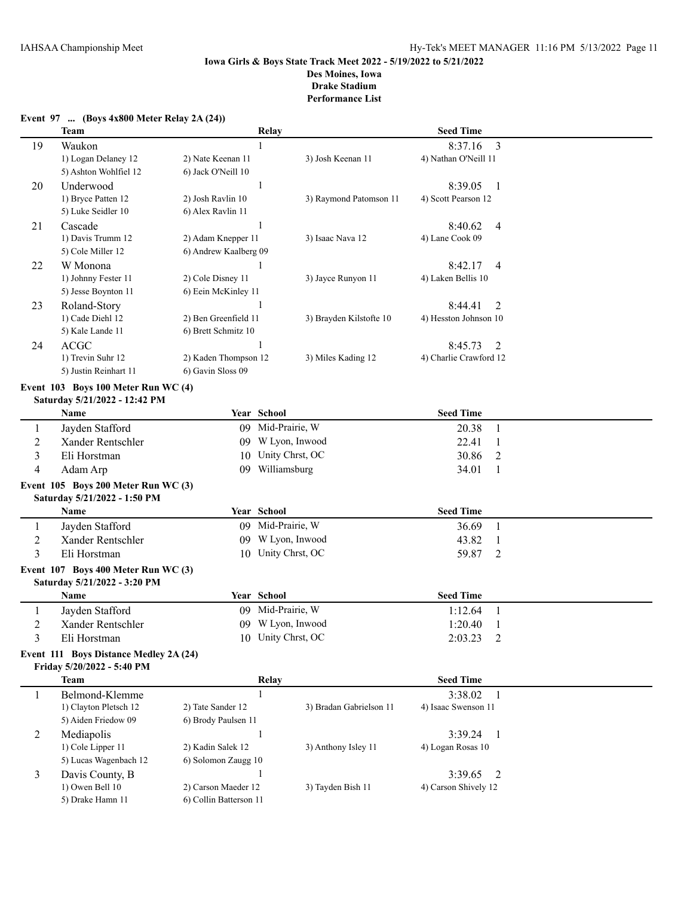**Iowa Girls & Boys State Track Meet 2022 - 5/19/2022 to 5/21/2022**
**Des Moines, Iowa**
**Drake Stadium**
**Performance List**

### Event 97 ... (Boys 4x800 Meter Relay 2A (24))

| | Team | Relay | | Seed Time | |
|---|---|---|---|---|---|
| 19 | Waukon | 1 | | 8:37.16 | 3 |
| | 1) Logan Delaney 12 | 2) Nate Keenan 11 | 3) Josh Keenan 11 | 4) Nathan O'Neill 11 | |
| | 5) Ashton Wohlfiel 12 | 6) Jack O'Neill 10 | | | |
| 20 | Underwood | 1 | | 8:39.05 | 1 |
| | 1) Bryce Patten 12 | 2) Josh Ravlin 10 | 3) Raymond Patomson 11 | 4) Scott Pearson 12 | |
| | 5) Luke Seidler 10 | 6) Alex Ravlin 11 | | | |
| 21 | Cascade | 1 | | 8:40.62 | 4 |
| | 1) Davis Trumm 12 | 2) Adam Knepper 11 | 3) Isaac Nava 12 | 4) Lane Cook 09 | |
| | 5) Cole Miller 12 | 6) Andrew Kaalberg 09 | | | |
| 22 | W Monona | 1 | | 8:42.17 | 4 |
| | 1) Johnny Fester 11 | 2) Cole Disney 11 | 3) Jayce Runyon 11 | 4) Laken Bellis 10 | |
| | 5) Jesse Boynton 11 | 6) Eein McKinley 11 | | | |
| 23 | Roland-Story | 1 | | 8:44.41 | 2 |
| | 1) Cade Diehl 12 | 2) Ben Greenfield 11 | 3) Brayden Kilstofte 10 | 4) Hesston Johnson 10 | |
| | 5) Kale Lande 11 | 6) Brett Schmitz 10 | | | |
| 24 | ACGC | 1 | | 8:45.73 | 2 |
| | 1) Trevin Suhr 12 | 2) Kaden Thompson 12 | 3) Miles Kading 12 | 4) Charlie Crawford 12 | |
| | 5) Justin Reinhart 11 | 6) Gavin Sloss 09 | | | |

### Event 103 Boys 100 Meter Run WC (4)
**Saturday 5/21/2022 - 12:42 PM**

| | Name | Year | School | Seed Time | |
|---|---|---|---|---|---|
| 1 | Jayden Stafford | 09 | Mid-Prairie, W | 20.38 | 1 |
| 2 | Xander Rentschler | 09 | W Lyon, Inwood | 22.41 | 1 |
| 3 | Eli Horstman | 10 | Unity Chrst, OC | 30.86 | 2 |
| 4 | Adam Arp | 09 | Williamsburg | 34.01 | 1 |

### Event 105 Boys 200 Meter Run WC (3)
**Saturday 5/21/2022 - 1:50 PM**

| | Name | Year | School | Seed Time | |
|---|---|---|---|---|---|
| 1 | Jayden Stafford | 09 | Mid-Prairie, W | 36.69 | 1 |
| 2 | Xander Rentschler | 09 | W Lyon, Inwood | 43.82 | 1 |
| 3 | Eli Horstman | 10 | Unity Chrst, OC | 59.87 | 2 |

### Event 107 Boys 400 Meter Run WC (3)
**Saturday 5/21/2022 - 3:20 PM**

| | Name | Year | School | Seed Time | |
|---|---|---|---|---|---|
| 1 | Jayden Stafford | 09 | Mid-Prairie, W | 1:12.64 | 1 |
| 2 | Xander Rentschler | 09 | W Lyon, Inwood | 1:20.40 | 1 |
| 3 | Eli Horstman | 10 | Unity Chrst, OC | 2:03.23 | 2 |

### Event 111 Boys Distance Medley 2A (24)
**Friday 5/20/2022 - 5:40 PM**

| | Team | Relay | | Seed Time | |
|---|---|---|---|---|---|
| 1 | Belmond-Klemme | 1 | | 3:38.02 | 1 |
| | 1) Clayton Pletsch 12 | 2) Tate Sander 12 | 3) Bradan Gabrielson 11 | 4) Isaac Swenson 11 | |
| | 5) Aiden Friedow 09 | 6) Brody Paulsen 11 | | | |
| 2 | Mediapolis | 1 | | 3:39.24 | 1 |
| | 1) Cole Lipper 11 | 2) Kadin Salek 12 | 3) Anthony Isley 11 | 4) Logan Rosas 10 | |
| | 5) Lucas Wagenbach 12 | 6) Solomon Zaugg 10 | | | |
| 3 | Davis County, B | 1 | | 3:39.65 | 2 |
| | 1) Owen Bell 10 | 2) Carson Maeder 12 | 3) Tayden Bish 11 | 4) Carson Shively 12 | |
| | 5) Drake Hamn 11 | 6) Collin Batterson 11 | | | |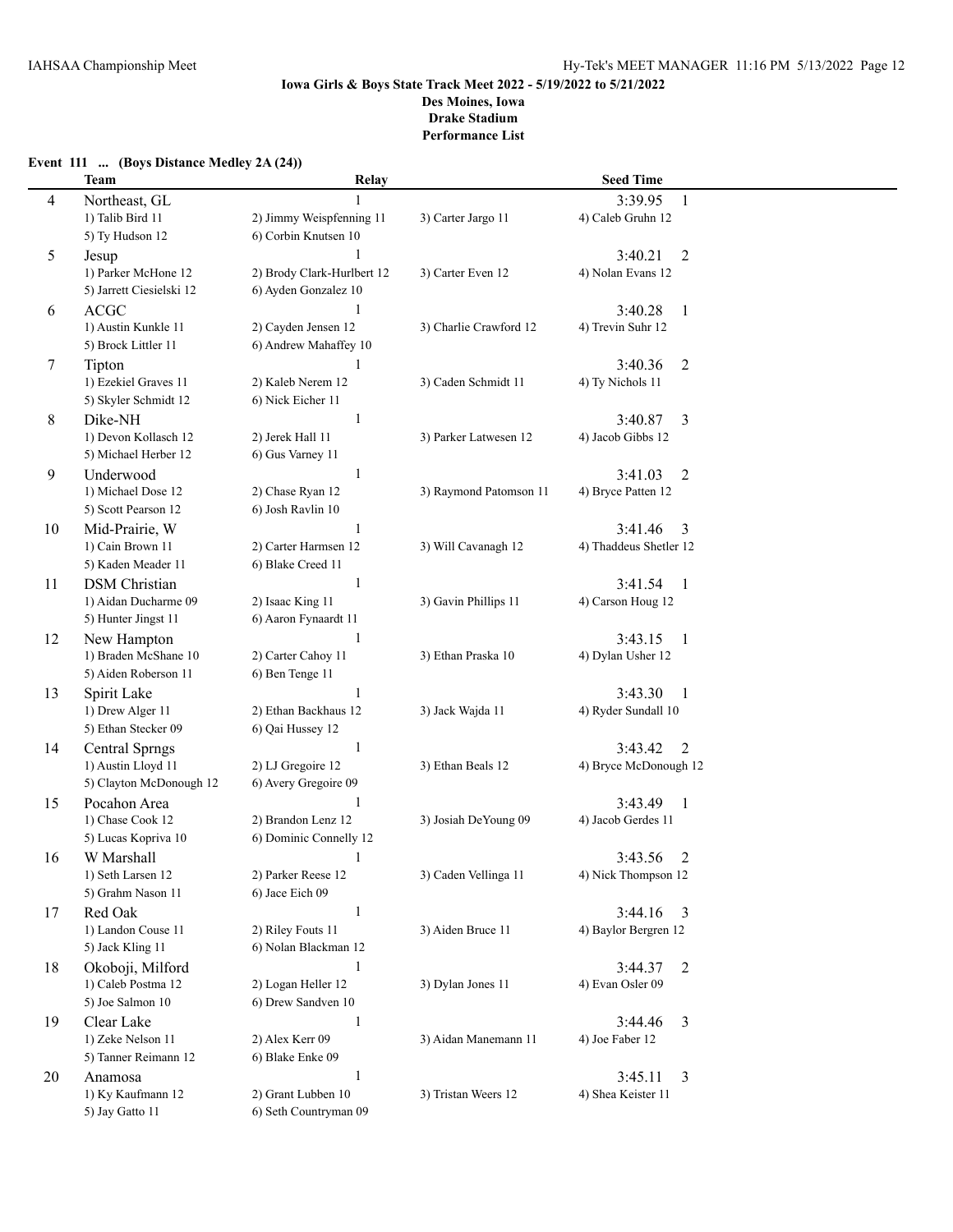**Iowa Girls & Boys State Track Meet 2022 - 5/19/2022 to 5/21/2022**
**Des Moines, Iowa**
**Drake Stadium**
**Performance List**

**Event 111 ... (Boys Distance Medley 2A (24))**

| | Team | Relay | | Seed Time |
|---|---|---|---|---|
| 4 | Northeast, GL | 1 | | 3:39.95 1 |
| | 1) Talib Bird 11 | 2) Jimmy Weispfenning 11 | 3) Carter Jargo 11 | 4) Caleb Gruhn 12 |
| | 5) Ty Hudson 12 | 6) Corbin Knutsen 10 | | |
| 5 | Jesup | 1 | | 3:40.21 2 |
| | 1) Parker McHone 12 | 2) Brody Clark-Hurlbert 12 | 3) Carter Even 12 | 4) Nolan Evans 12 |
| | 5) Jarrett Ciesielski 12 | 6) Ayden Gonzalez 10 | | |
| 6 | ACGC | 1 | | 3:40.28 1 |
| | 1) Austin Kunkle 11 | 2) Cayden Jensen 12 | 3) Charlie Crawford 12 | 4) Trevin Suhr 12 |
| | 5) Brock Littler 11 | 6) Andrew Mahaffey 10 | | |
| 7 | Tipton | 1 | | 3:40.36 2 |
| | 1) Ezekiel Graves 11 | 2) Kaleb Nerem 12 | 3) Caden Schmidt 11 | 4) Ty Nichols 11 |
| | 5) Skyler Schmidt 12 | 6) Nick Eicher 11 | | |
| 8 | Dike-NH | 1 | | 3:40.87 3 |
| | 1) Devon Kollasch 12 | 2) Jerek Hall 11 | 3) Parker Latwesen 12 | 4) Jacob Gibbs 12 |
| | 5) Michael Herber 12 | 6) Gus Varney 11 | | |
| 9 | Underwood | 1 | | 3:41.03 2 |
| | 1) Michael Dose 12 | 2) Chase Ryan 12 | 3) Raymond Patomson 11 | 4) Bryce Patten 12 |
| | 5) Scott Pearson 12 | 6) Josh Ravlin 10 | | |
| 10 | Mid-Prairie, W | 1 | | 3:41.46 3 |
| | 1) Cain Brown 11 | 2) Carter Harmsen 12 | 3) Will Cavanagh 12 | 4) Thaddeus Shetler 12 |
| | 5) Kaden Meader 11 | 6) Blake Creed 11 | | |
| 11 | DSM Christian | 1 | | 3:41.54 1 |
| | 1) Aidan Ducharme 09 | 2) Isaac King 11 | 3) Gavin Phillips 11 | 4) Carson Houg 12 |
| | 5) Hunter Jingst 11 | 6) Aaron Fynaardt 11 | | |
| 12 | New Hampton | 1 | | 3:43.15 1 |
| | 1) Braden McShane 10 | 2) Carter Cahoy 11 | 3) Ethan Praska 10 | 4) Dylan Usher 12 |
| | 5) Aiden Roberson 11 | 6) Ben Tenge 11 | | |
| 13 | Spirit Lake | 1 | | 3:43.30 1 |
| | 1) Drew Alger 11 | 2) Ethan Backhaus 12 | 3) Jack Wajda 11 | 4) Ryder Sundall 10 |
| | 5) Ethan Stecker 09 | 6) Qai Hussey 12 | | |
| 14 | Central Sprngs | 1 | | 3:43.42 2 |
| | 1) Austin Lloyd 11 | 2) LJ Gregoire 12 | 3) Ethan Beals 12 | 4) Bryce McDonough 12 |
| | 5) Clayton McDonough 12 | 6) Avery Gregoire 09 | | |
| 15 | Pocahon Area | 1 | | 3:43.49 1 |
| | 1) Chase Cook 12 | 2) Brandon Lenz 12 | 3) Josiah DeYoung 09 | 4) Jacob Gerdes 11 |
| | 5) Lucas Kopriva 10 | 6) Dominic Connelly 12 | | |
| 16 | W Marshall | 1 | | 3:43.56 2 |
| | 1) Seth Larsen 12 | 2) Parker Reese 12 | 3) Caden Vellinga 11 | 4) Nick Thompson 12 |
| | 5) Grahm Nason 11 | 6) Jace Eich 09 | | |
| 17 | Red Oak | 1 | | 3:44.16 3 |
| | 1) Landon Couse 11 | 2) Riley Fouts 11 | 3) Aiden Bruce 11 | 4) Baylor Bergren 12 |
| | 5) Jack Kling 11 | 6) Nolan Blackman 12 | | |
| 18 | Okoboji, Milford | 1 | | 3:44.37 2 |
| | 1) Caleb Postma 12 | 2) Logan Heller 12 | 3) Dylan Jones 11 | 4) Evan Osler 09 |
| | 5) Joe Salmon 10 | 6) Drew Sandven 10 | | |
| 19 | Clear Lake | 1 | | 3:44.46 3 |
| | 1) Zeke Nelson 11 | 2) Alex Kerr 09 | 3) Aidan Manemann 11 | 4) Joe Faber 12 |
| | 5) Tanner Reimann 12 | 6) Blake Enke 09 | | |
| 20 | Anamosa | 1 | | 3:45.11 3 |
| | 1) Ky Kaufmann 12 | 2) Grant Lubben 10 | 3) Tristan Weers 12 | 4) Shea Keister 11 |
| | 5) Jay Gatto 11 | 6) Seth Countryman 09 | | |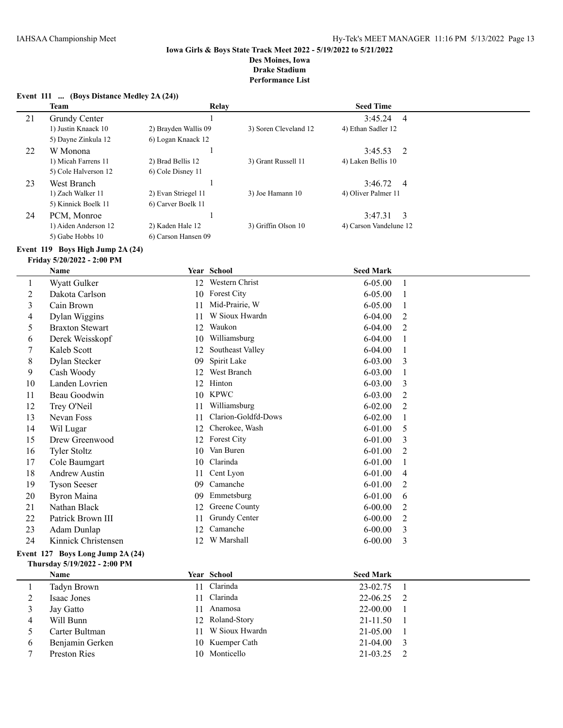IAHSAA Championship Meet

**Iowa Girls & Boys State Track Meet 2022 - 5/19/2022 to 5/21/2022**
**Des Moines, Iowa**
**Drake Stadium**
**Performance List**

### Event 111 ... (Boys Distance Medley 2A (24))

| | Team | Relay | | Seed Time | |
|---|---|---|---|---|---|
| 21 | Grundy Center | 1 | | 3:45.24 | 4 |
| | 1) Justin Knaack 10 | 2) Brayden Wallis 09 | 3) Soren Cleveland 12 | 4) Ethan Sadler 12 | |
| | 5) Dayne Zinkula 12 | 6) Logan Knaack 12 | | | |
| 22 | W Monona | 1 | | 3:45.53 | 2 |
| | 1) Micah Farrens 11 | 2) Brad Bellis 12 | 3) Grant Russell 11 | 4) Laken Bellis 10 | |
| | 5) Cole Halverson 12 | 6) Cole Disney 11 | | | |
| 23 | West Branch | 1 | | 3:46.72 | 4 |
| | 1) Zach Walker 11 | 2) Evan Striegel 11 | 3) Joe Hamann 10 | 4) Oliver Palmer 11 | |
| | 5) Kinnick Boelk 11 | 6) Carver Boelk 11 | | | |
| 24 | PCM, Monroe | 1 | | 3:47.31 | 3 |
| | 1) Aiden Anderson 12 | 2) Kaden Hale 12 | 3) Griffin Olson 10 | 4) Carson Vandelune 12 | |
| | 5) Gabe Hobbs 10 | 6) Carson Hansen 09 | | | |

### Event 119 Boys High Jump 2A (24)

**Friday 5/20/2022 - 2:00 PM**

| | Name | Year | School | Seed Mark | |
|---|---|---|---|---|---|
| 1 | Wyatt Gulker | 12 | Western Christ | 6-05.00 | 1 |
| 2 | Dakota Carlson | 10 | Forest City | 6-05.00 | 1 |
| 3 | Cain Brown | 11 | Mid-Prairie, W | 6-05.00 | 1 |
| 4 | Dylan Wiggins | 11 | W Sioux Hwardn | 6-04.00 | 2 |
| 5 | Braxton Stewart | 12 | Waukon | 6-04.00 | 2 |
| 6 | Derek Weisskopf | 10 | Williamsburg | 6-04.00 | 1 |
| 7 | Kaleb Scott | 12 | Southeast Valley | 6-04.00 | 1 |
| 8 | Dylan Stecker | 09 | Spirit Lake | 6-03.00 | 3 |
| 9 | Cash Woody | 12 | West Branch | 6-03.00 | 1 |
| 10 | Landen Lovrien | 12 | Hinton | 6-03.00 | 3 |
| 11 | Beau Goodwin | 10 | KPWC | 6-03.00 | 2 |
| 12 | Trey O'Neil | 11 | Williamsburg | 6-02.00 | 2 |
| 13 | Nevan Foss | 11 | Clarion-Goldfd-Dows | 6-02.00 | 1 |
| 14 | Wil Lugar | 12 | Cherokee, Wash | 6-01.00 | 5 |
| 15 | Drew Greenwood | 12 | Forest City | 6-01.00 | 3 |
| 16 | Tyler Stoltz | 10 | Van Buren | 6-01.00 | 2 |
| 17 | Cole Baumgart | 10 | Clarinda | 6-01.00 | 1 |
| 18 | Andrew Austin | 11 | Cent Lyon | 6-01.00 | 4 |
| 19 | Tyson Seeser | 09 | Camanche | 6-01.00 | 2 |
| 20 | Byron Maina | 09 | Emmetsburg | 6-01.00 | 6 |
| 21 | Nathan Black | 12 | Greene County | 6-00.00 | 2 |
| 22 | Patrick Brown III | 11 | Grundy Center | 6-00.00 | 2 |
| 23 | Adam Dunlap | 12 | Camanche | 6-00.00 | 3 |
| 24 | Kinnick Christensen | 12 | W Marshall | 6-00.00 | 3 |

### Event 127 Boys Long Jump 2A (24)

**Thursday 5/19/2022 - 2:00 PM**

| | Name | Year | School | Seed Mark | |
|---|---|---|---|---|---|
| 1 | Tadyn Brown | 11 | Clarinda | 23-02.75 | 1 |
| 2 | Isaac Jones | 11 | Clarinda | 22-06.25 | 2 |
| 3 | Jay Gatto | 11 | Anamosa | 22-00.00 | 1 |
| 4 | Will Bunn | 12 | Roland-Story | 21-11.50 | 1 |
| 5 | Carter Bultman | 11 | W Sioux Hwardn | 21-05.00 | 1 |
| 6 | Benjamin Gerken | 10 | Kuemper Cath | 21-04.00 | 3 |
| 7 | Preston Ries | 10 | Monticello | 21-03.25 | 2 |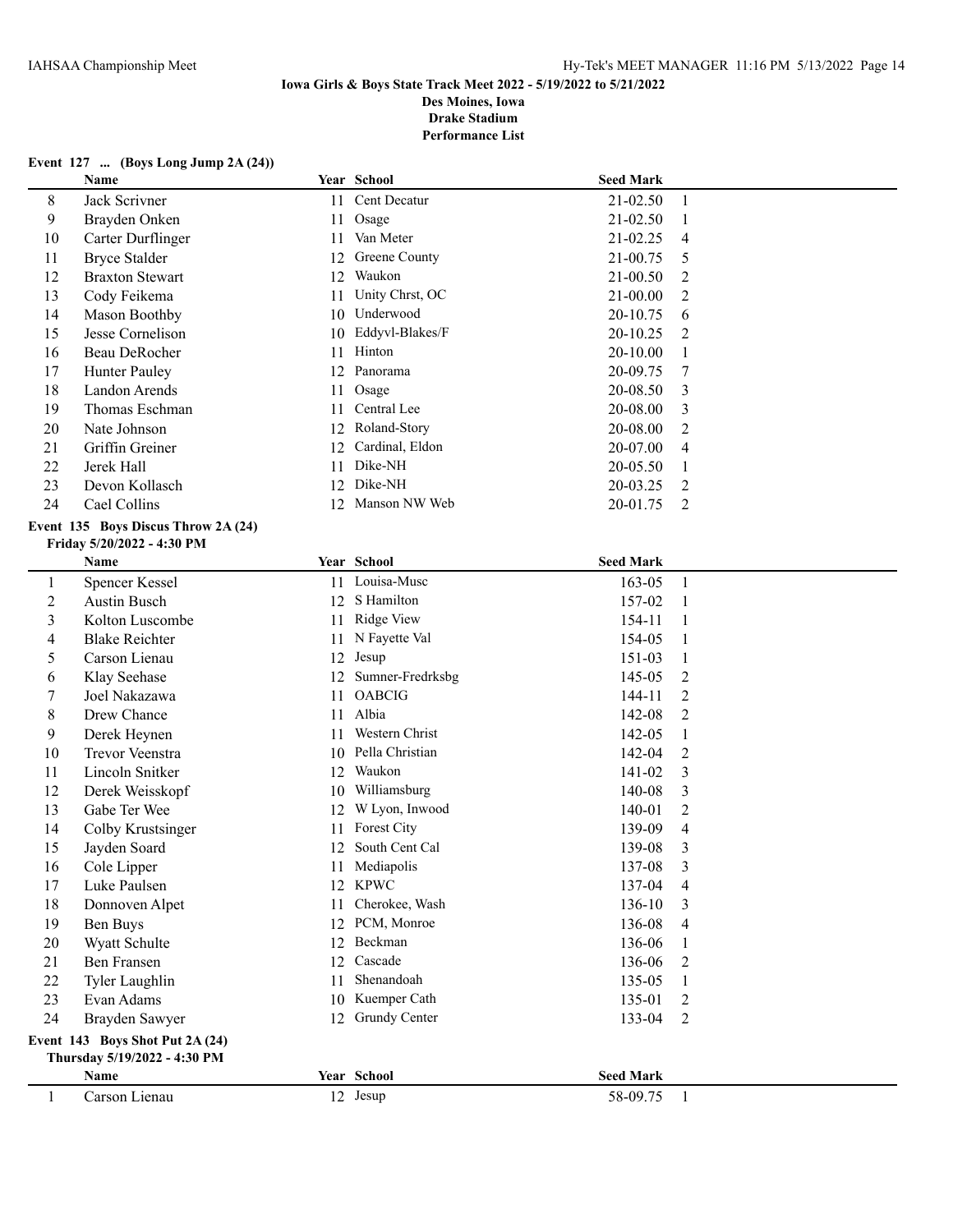### Event 127 ... (Boys Long Jump 2A (24))

| | Name | Year | School | Seed Mark | |
|---|---|---|---|---|---|
| 8 | Jack Scrivner | 11 | Cent Decatur | 21-02.50 | 1 |
| 9 | Brayden Onken | 11 | Osage | 21-02.50 | 1 |
| 10 | Carter Durflinger | 11 | Van Meter | 21-02.25 | 4 |
| 11 | Bryce Stalder | 12 | Greene County | 21-00.75 | 5 |
| 12 | Braxton Stewart | 12 | Waukon | 21-00.50 | 2 |
| 13 | Cody Feikema | 11 | Unity Chrst, OC | 21-00.00 | 2 |
| 14 | Mason Boothby | 10 | Underwood | 20-10.75 | 6 |
| 15 | Jesse Cornelison | 10 | Eddyvl-Blakes/F | 20-10.25 | 2 |
| 16 | Beau DeRocher | 11 | Hinton | 20-10.00 | 1 |
| 17 | Hunter Pauley | 12 | Panorama | 20-09.75 | 7 |
| 18 | Landon Arends | 11 | Osage | 20-08.50 | 3 |
| 19 | Thomas Eschman | 11 | Central Lee | 20-08.00 | 3 |
| 20 | Nate Johnson | 12 | Roland-Story | 20-08.00 | 2 |
| 21 | Griffin Greiner | 12 | Cardinal, Eldon | 20-07.00 | 4 |
| 22 | Jerek Hall | 11 | Dike-NH | 20-05.50 | 1 |
| 23 | Devon Kollasch | 12 | Dike-NH | 20-03.25 | 2 |
| 24 | Cael Collins | 12 | Manson NW Web | 20-01.75 | 2 |

### Event 135 Boys Discus Throw 2A (24)

**Friday 5/20/2022 - 4:30 PM**

| | Name | Year | School | Seed Mark | |
|---|---|---|---|---|---|
| 1 | Spencer Kessel | 11 | Louisa-Musc | 163-05 | 1 |
| 2 | Austin Busch | 12 | S Hamilton | 157-02 | 1 |
| 3 | Kolton Luscombe | 11 | Ridge View | 154-11 | 1 |
| 4 | Blake Reichter | 11 | N Fayette Val | 154-05 | 1 |
| 5 | Carson Lienau | 12 | Jesup | 151-03 | 1 |
| 6 | Klay Seehase | 12 | Sumner-Fredrksbg | 145-05 | 2 |
| 7 | Joel Nakazawa | 11 | OABCIG | 144-11 | 2 |
| 8 | Drew Chance | 11 | Albia | 142-08 | 2 |
| 9 | Derek Heynen | 11 | Western Christ | 142-05 | 1 |
| 10 | Trevor Veenstra | 10 | Pella Christian | 142-04 | 2 |
| 11 | Lincoln Snitker | 12 | Waukon | 141-02 | 3 |
| 12 | Derek Weisskopf | 10 | Williamsburg | 140-08 | 3 |
| 13 | Gabe Ter Wee | 12 | W Lyon, Inwood | 140-01 | 2 |
| 14 | Colby Krustsinger | 11 | Forest City | 139-09 | 4 |
| 15 | Jayden Soard | 12 | South Cent Cal | 139-08 | 3 |
| 16 | Cole Lipper | 11 | Mediapolis | 137-08 | 3 |
| 17 | Luke Paulsen | 12 | KPWC | 137-04 | 4 |
| 18 | Donnoven Alpet | 11 | Cherokee, Wash | 136-10 | 3 |
| 19 | Ben Buys | 12 | PCM, Monroe | 136-08 | 4 |
| 20 | Wyatt Schulte | 12 | Beckman | 136-06 | 1 |
| 21 | Ben Fransen | 12 | Cascade | 136-06 | 2 |
| 22 | Tyler Laughlin | 11 | Shenandoah | 135-05 | 1 |
| 23 | Evan Adams | 10 | Kuemper Cath | 135-01 | 2 |
| 24 | Brayden Sawyer | 12 | Grundy Center | 133-04 | 2 |

### Event 143 Boys Shot Put 2A (24)

**Thursday 5/19/2022 - 4:30 PM**

| | Name | Year | School | Seed Mark | |
|---|---|---|---|---|---|
| 1 | Carson Lienau | 12 | Jesup | 58-09.75 | 1 |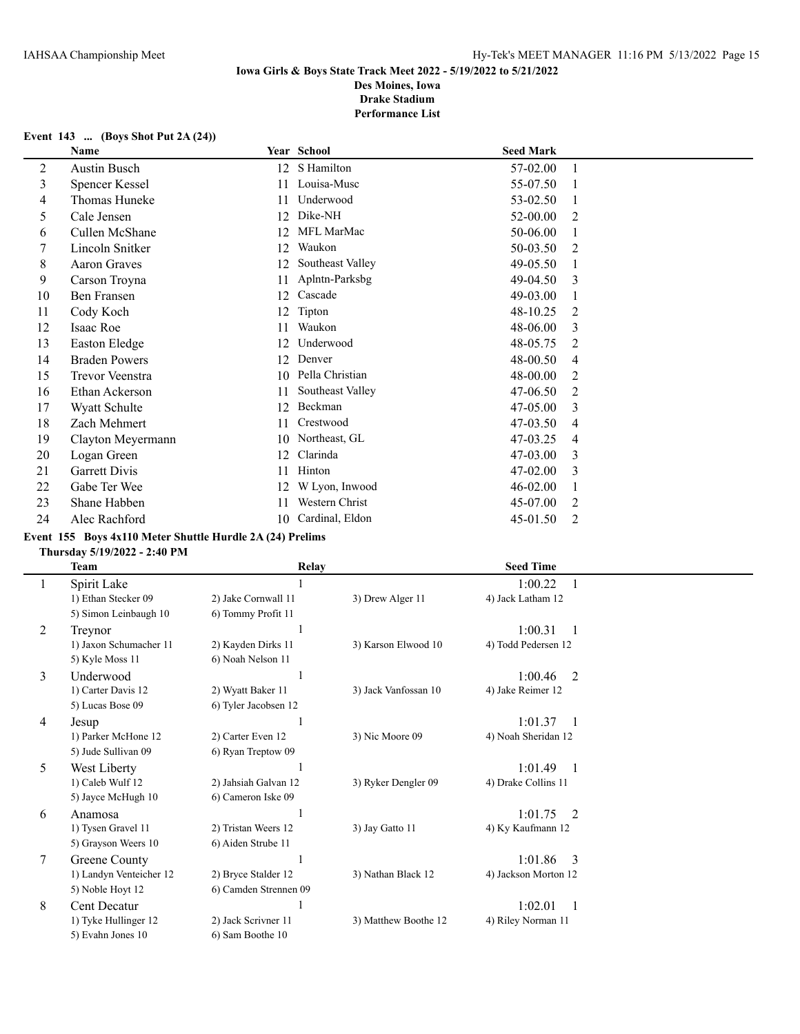### Iowa Girls & Boys State Track Meet 2022 - 5/19/2022 to 5/21/2022

**Des Moines, Iowa**
**Drake Stadium**
**Performance List**

#### Event 143 ... (Boys Shot Put 2A (24))

| | Name | Year | School | Seed Mark | |
|---|---|---|---|---|---|
| 2 | Austin Busch | 12 | S Hamilton | 57-02.00 | 1 |
| 3 | Spencer Kessel | 11 | Louisa-Musc | 55-07.50 | 1 |
| 4 | Thomas Huneke | 11 | Underwood | 53-02.50 | 1 |
| 5 | Cale Jensen | 12 | Dike-NH | 52-00.00 | 2 |
| 6 | Cullen McShane | 12 | MFL MarMac | 50-06.00 | 1 |
| 7 | Lincoln Snitker | 12 | Waukon | 50-03.50 | 2 |
| 8 | Aaron Graves | 12 | Southeast Valley | 49-05.50 | 1 |
| 9 | Carson Troyna | 11 | Aplntn-Parksbg | 49-04.50 | 3 |
| 10 | Ben Fransen | 12 | Cascade | 49-03.00 | 1 |
| 11 | Cody Koch | 12 | Tipton | 48-10.25 | 2 |
| 12 | Isaac Roe | 11 | Waukon | 48-06.00 | 3 |
| 13 | Easton Eledge | 12 | Underwood | 48-05.75 | 2 |
| 14 | Braden Powers | 12 | Denver | 48-00.50 | 4 |
| 15 | Trevor Veenstra | 10 | Pella Christian | 48-00.00 | 2 |
| 16 | Ethan Ackerson | 11 | Southeast Valley | 47-06.50 | 2 |
| 17 | Wyatt Schulte | 12 | Beckman | 47-05.00 | 3 |
| 18 | Zach Mehmert | 11 | Crestwood | 47-03.50 | 4 |
| 19 | Clayton Meyermann | 10 | Northeast, GL | 47-03.25 | 4 |
| 20 | Logan Green | 12 | Clarinda | 47-03.00 | 3 |
| 21 | Garrett Divis | 11 | Hinton | 47-02.00 | 3 |
| 22 | Gabe Ter Wee | 12 | W Lyon, Inwood | 46-02.00 | 1 |
| 23 | Shane Habben | 11 | Western Christ | 45-07.00 | 2 |
| 24 | Alec Rachford | 10 | Cardinal, Eldon | 45-01.50 | 2 |

#### Event 155 Boys 4x110 Meter Shuttle Hurdle 2A (24) Prelims

**Thursday 5/19/2022 - 2:40 PM**

| | Team | Relay | | Seed Time | |
|---|---|---|---|---|---|
| 1 | Spirit Lake | 1 | | 1:00.22 | 1 |
| | 1) Ethan Stecker 09 | 2) Jake Cornwall 11 | 3) Drew Alger 11 | 4) Jack Latham 12 | |
| | 5) Simon Leinbaugh 10 | 6) Tommy Profit 11 | | | |
| 2 | Treynor | 1 | | 1:00.31 | 1 |
| | 1) Jaxon Schumacher 11 | 2) Kayden Dirks 11 | 3) Karson Elwood 10 | 4) Todd Pedersen 12 | |
| | 5) Kyle Moss 11 | 6) Noah Nelson 11 | | | |
| 3 | Underwood | 1 | | 1:00.46 | 2 |
| | 1) Carter Davis 12 | 2) Wyatt Baker 11 | 3) Jack Vanfossan 10 | 4) Jake Reimer 12 | |
| | 5) Lucas Bose 09 | 6) Tyler Jacobsen 12 | | | |
| 4 | Jesup | 1 | | 1:01.37 | 1 |
| | 1) Parker McHone 12 | 2) Carter Even 12 | 3) Nic Moore 09 | 4) Noah Sheridan 12 | |
| | 5) Jude Sullivan 09 | 6) Ryan Treptow 09 | | | |
| 5 | West Liberty | 1 | | 1:01.49 | 1 |
| | 1) Caleb Wulf 12 | 2) Jahsiah Galvan 12 | 3) Ryker Dengler 09 | 4) Drake Collins 11 | |
| | 5) Jayce McHugh 10 | 6) Cameron Iske 09 | | | |
| 6 | Anamosa | 1 | | 1:01.75 | 2 |
| | 1) Tysen Gravel 11 | 2) Tristan Weers 12 | 3) Jay Gatto 11 | 4) Ky Kaufmann 12 | |
| | 5) Grayson Weers 10 | 6) Aiden Strube 11 | | | |
| 7 | Greene County | 1 | | 1:01.86 | 3 |
| | 1) Landyn Venteicher 12 | 2) Bryce Stalder 12 | 3) Nathan Black 12 | 4) Jackson Morton 12 | |
| | 5) Noble Hoyt 12 | 6) Camden Strennen 09 | | | |
| 8 | Cent Decatur | 1 | | 1:02.01 | 1 |
| | 1) Tyke Hullinger 12 | 2) Jack Scrivner 11 | 3) Matthew Boothe 12 | 4) Riley Norman 11 | |
| | 5) Evahn Jones 10 | 6) Sam Boothe 10 | | | |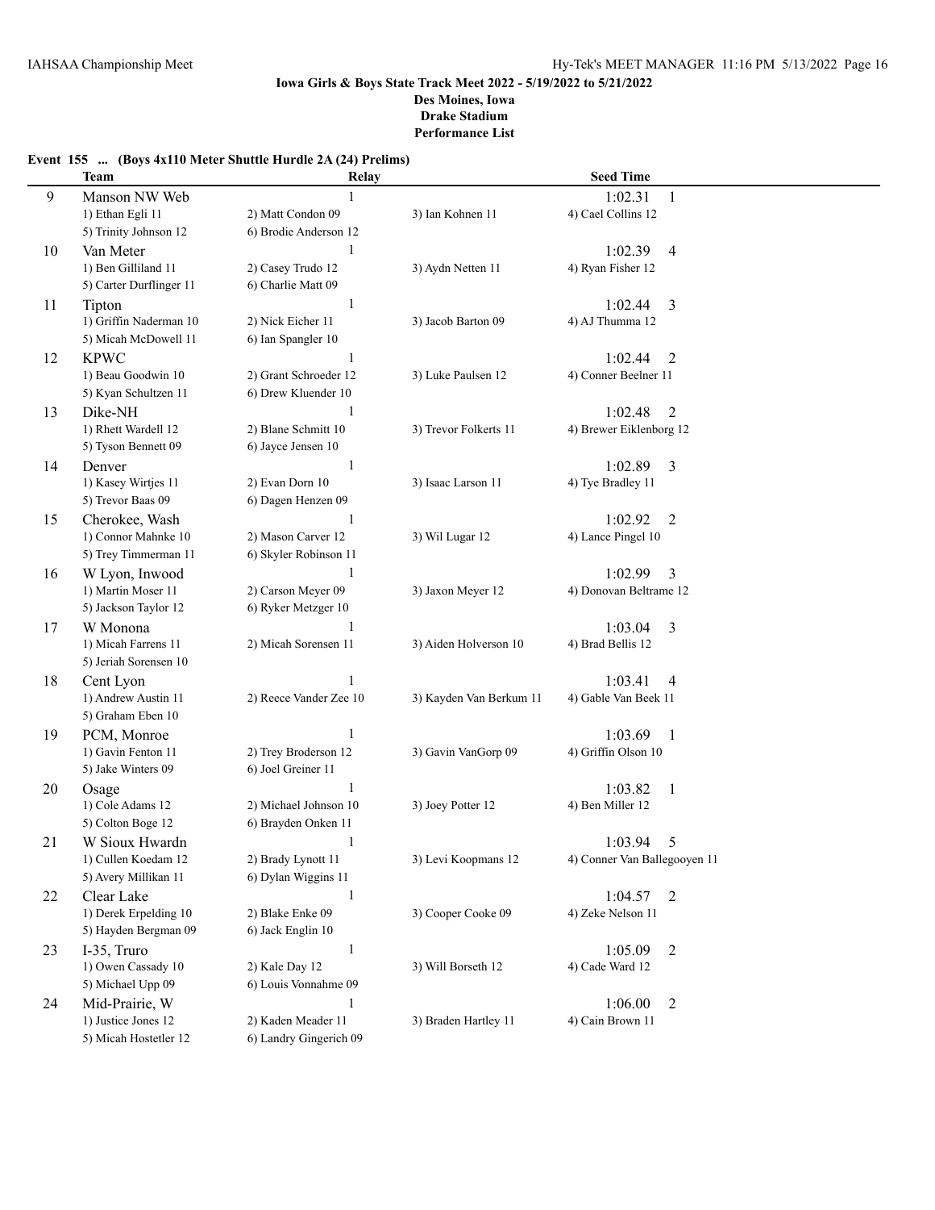**Iowa Girls & Boys State Track Meet 2022 - 5/19/2022 to 5/21/2022**
**Des Moines, Iowa**
**Drake Stadium**
**Performance List**

**Event 155 ... (Boys 4x110 Meter Shuttle Hurdle 2A (24) Prelims)**

| | Team | Relay | | Seed Time |
|---|---|---|---|---|
| 9 | Manson NW Web | 1 | | 1:02.31 1 |
| | 1) Ethan Egli 11 | 2) Matt Condon 09 | 3) Ian Kohnen 11 | 4) Cael Collins 12 |
| | 5) Trinity Johnson 12 | 6) Brodie Anderson 12 | | |
| 10 | Van Meter | 1 | | 1:02.39 4 |
| | 1) Ben Gilliland 11 | 2) Casey Trudo 12 | 3) Aydn Netten 11 | 4) Ryan Fisher 12 |
| | 5) Carter Durflinger 11 | 6) Charlie Matt 09 | | |
| 11 | Tipton | 1 | | 1:02.44 3 |
| | 1) Griffin Naderman 10 | 2) Nick Eicher 11 | 3) Jacob Barton 09 | 4) AJ Thumma 12 |
| | 5) Micah McDowell 11 | 6) Ian Spangler 10 | | |
| 12 | KPWC | 1 | | 1:02.44 2 |
| | 1) Beau Goodwin 10 | 2) Grant Schroeder 12 | 3) Luke Paulsen 12 | 4) Conner Beelner 11 |
| | 5) Kyan Schultzen 11 | 6) Drew Kluender 10 | | |
| 13 | Dike-NH | 1 | | 1:02.48 2 |
| | 1) Rhett Wardell 12 | 2) Blane Schmitt 10 | 3) Trevor Folkerts 11 | 4) Brewer Eiklenborg 12 |
| | 5) Tyson Bennett 09 | 6) Jayce Jensen 10 | | |
| 14 | Denver | 1 | | 1:02.89 3 |
| | 1) Kasey Wirtjes 11 | 2) Evan Dorn 10 | 3) Isaac Larson 11 | 4) Tye Bradley 11 |
| | 5) Trevor Baas 09 | 6) Dagen Henzen 09 | | |
| 15 | Cherokee, Wash | 1 | | 1:02.92 2 |
| | 1) Connor Mahnke 10 | 2) Mason Carver 12 | 3) Wil Lugar 12 | 4) Lance Pingel 10 |
| | 5) Trey Timmerman 11 | 6) Skyler Robinson 11 | | |
| 16 | W Lyon, Inwood | 1 | | 1:02.99 3 |
| | 1) Martin Moser 11 | 2) Carson Meyer 09 | 3) Jaxon Meyer 12 | 4) Donovan Beltrame 12 |
| | 5) Jackson Taylor 12 | 6) Ryker Metzger 10 | | |
| 17 | W Monona | 1 | | 1:03.04 3 |
| | 1) Micah Farrens 11 | 2) Micah Sorensen 11 | 3) Aiden Holverson 10 | 4) Brad Bellis 12 |
| | 5) Jeriah Sorensen 10 | | | |
| 18 | Cent Lyon | 1 | | 1:03.41 4 |
| | 1) Andrew Austin 11 | 2) Reece Vander Zee 10 | 3) Kayden Van Berkum 11 | 4) Gable Van Beek 11 |
| | 5) Graham Eben 10 | | | |
| 19 | PCM, Monroe | 1 | | 1:03.69 1 |
| | 1) Gavin Fenton 11 | 2) Trey Broderson 12 | 3) Gavin VanGorp 09 | 4) Griffin Olson 10 |
| | 5) Jake Winters 09 | 6) Joel Greiner 11 | | |
| 20 | Osage | 1 | | 1:03.82 1 |
| | 1) Cole Adams 12 | 2) Michael Johnson 10 | 3) Joey Potter 12 | 4) Ben Miller 12 |
| | 5) Colton Boge 12 | 6) Brayden Onken 11 | | |
| 21 | W Sioux Hwardn | 1 | | 1:03.94 5 |
| | 1) Cullen Koedam 12 | 2) Brady Lynott 11 | 3) Levi Koopmans 12 | 4) Conner Van Ballegooyen 11 |
| | 5) Avery Millikan 11 | 6) Dylan Wiggins 11 | | |
| 22 | Clear Lake | 1 | | 1:04.57 2 |
| | 1) Derek Erpelding 10 | 2) Blake Enke 09 | 3) Cooper Cooke 09 | 4) Zeke Nelson 11 |
| | 5) Hayden Bergman 09 | 6) Jack Englin 10 | | |
| 23 | I-35, Truro | 1 | | 1:05.09 2 |
| | 1) Owen Cassady 10 | 2) Kale Day 12 | 3) Will Borseth 12 | 4) Cade Ward 12 |
| | 5) Michael Upp 09 | 6) Louis Vonnahme 09 | | |
| 24 | Mid-Prairie, W | 1 | | 1:06.00 2 |
| | 1) Justice Jones 12 | 2) Kaden Meader 11 | 3) Braden Hartley 11 | 4) Cain Brown 11 |
| | 5) Micah Hostetler 12 | 6) Landry Gingerich 09 | | |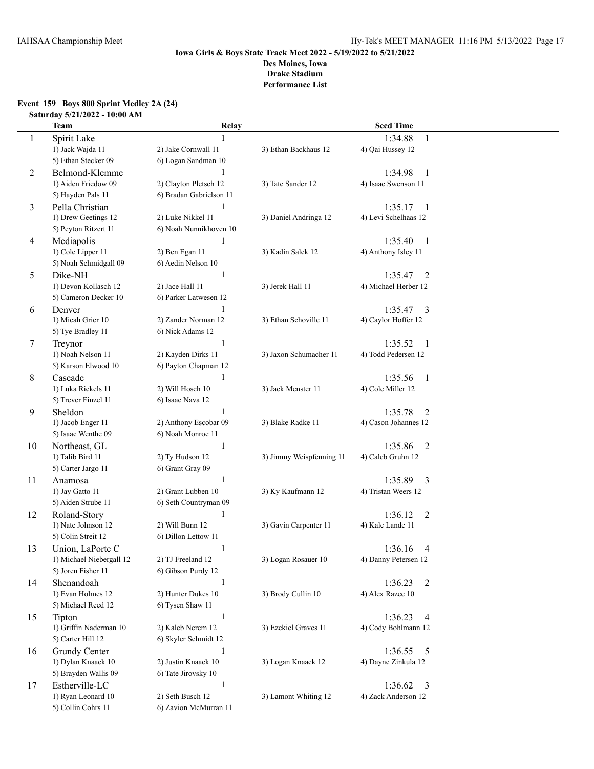**Iowa Girls & Boys State Track Meet 2022 - 5/19/2022 to 5/21/2022**
**Des Moines, Iowa**
**Drake Stadium**
**Performance List**

### Event 159 Boys 800 Sprint Medley 2A (24)

**Saturday 5/21/2022 - 10:00 AM**

| | Team | Relay | | Seed Time |
|---|---|---|---|---|
| 1 | Spirit Lake | 1 | | 1:34.88 1 |
| | 1) Jack Wajda 11 | 2) Jake Cornwall 11 | 3) Ethan Backhaus 12 | 4) Qai Hussey 12 |
| | 5) Ethan Stecker 09 | 6) Logan Sandman 10 | | |
| 2 | Belmond-Klemme | 1 | | 1:34.98 1 |
| | 1) Aiden Friedow 09 | 2) Clayton Pletsch 12 | 3) Tate Sander 12 | 4) Isaac Swenson 11 |
| | 5) Hayden Pals 11 | 6) Bradan Gabrielson 11 | | |
| 3 | Pella Christian | 1 | | 1:35.17 1 |
| | 1) Drew Geetings 12 | 2) Luke Nikkel 11 | 3) Daniel Andringa 12 | 4) Levi Schelhaas 12 |
| | 5) Peyton Ritzert 11 | 6) Noah Nunnikhoven 10 | | |
| 4 | Mediapolis | 1 | | 1:35.40 1 |
| | 1) Cole Lipper 11 | 2) Ben Egan 11 | 3) Kadin Salek 12 | 4) Anthony Isley 11 |
| | 5) Noah Schmidgall 09 | 6) Aedin Nelson 10 | | |
| 5 | Dike-NH | 1 | | 1:35.47 2 |
| | 1) Devon Kollasch 12 | 2) Jace Hall 11 | 3) Jerek Hall 11 | 4) Michael Herber 12 |
| | 5) Cameron Decker 10 | 6) Parker Latwesen 12 | | |
| 6 | Denver | 1 | | 1:35.47 3 |
| | 1) Micah Grier 10 | 2) Zander Norman 12 | 3) Ethan Schoville 11 | 4) Caylor Hoffer 12 |
| | 5) Tye Bradley 11 | 6) Nick Adams 12 | | |
| 7 | Treynor | 1 | | 1:35.52 1 |
| | 1) Noah Nelson 11 | 2) Kayden Dirks 11 | 3) Jaxon Schumacher 11 | 4) Todd Pedersen 12 |
| | 5) Karson Elwood 10 | 6) Payton Chapman 12 | | |
| 8 | Cascade | 1 | | 1:35.56 1 |
| | 1) Luka Rickels 11 | 2) Will Hosch 10 | 3) Jack Menster 11 | 4) Cole Miller 12 |
| | 5) Trever Finzel 11 | 6) Isaac Nava 12 | | |
| 9 | Sheldon | 1 | | 1:35.78 2 |
| | 1) Jacob Enger 11 | 2) Anthony Escobar 09 | 3) Blake Radke 11 | 4) Cason Johannes 12 |
| | 5) Isaac Wenthe 09 | 6) Noah Monroe 11 | | |
| 10 | Northeast, GL | 1 | | 1:35.86 2 |
| | 1) Talib Bird 11 | 2) Ty Hudson 12 | 3) Jimmy Weispfenning 11 | 4) Caleb Gruhn 12 |
| | 5) Carter Jargo 11 | 6) Grant Gray 09 | | |
| 11 | Anamosa | 1 | | 1:35.89 3 |
| | 1) Jay Gatto 11 | 2) Grant Lubben 10 | 3) Ky Kaufmann 12 | 4) Tristan Weers 12 |
| | 5) Aiden Strube 11 | 6) Seth Countryman 09 | | |
| 12 | Roland-Story | 1 | | 1:36.12 2 |
| | 1) Nate Johnson 12 | 2) Will Bunn 12 | 3) Gavin Carpenter 11 | 4) Kale Lande 11 |
| | 5) Colin Streit 12 | 6) Dillon Lettow 11 | | |
| 13 | Union, LaPorte C | 1 | | 1:36.16 4 |
| | 1) Michael Niebergall 12 | 2) TJ Freeland 12 | 3) Logan Rosauer 10 | 4) Danny Petersen 12 |
| | 5) Joren Fisher 11 | 6) Gibson Purdy 12 | | |
| 14 | Shenandoah | 1 | | 1:36.23 2 |
| | 1) Evan Holmes 12 | 2) Hunter Dukes 10 | 3) Brody Cullin 10 | 4) Alex Razee 10 |
| | 5) Michael Reed 12 | 6) Tysen Shaw 11 | | |
| 15 | Tipton | 1 | | 1:36.23 4 |
| | 1) Griffin Naderman 10 | 2) Kaleb Nerem 12 | 3) Ezekiel Graves 11 | 4) Cody Bohlmann 12 |
| | 5) Carter Hill 12 | 6) Skyler Schmidt 12 | | |
| 16 | Grundy Center | 1 | | 1:36.55 5 |
| | 1) Dylan Knaack 10 | 2) Justin Knaack 10 | 3) Logan Knaack 12 | 4) Dayne Zinkula 12 |
| | 5) Brayden Wallis 09 | 6) Tate Jirovsky 10 | | |
| 17 | Estherville-LC | 1 | | 1:36.62 3 |
| | 1) Ryan Leonard 10 | 2) Seth Busch 12 | 3) Lamont Whiting 12 | 4) Zack Anderson 12 |
| | 5) Collin Cohrs 11 | 6) Zavion McMurran 11 | | |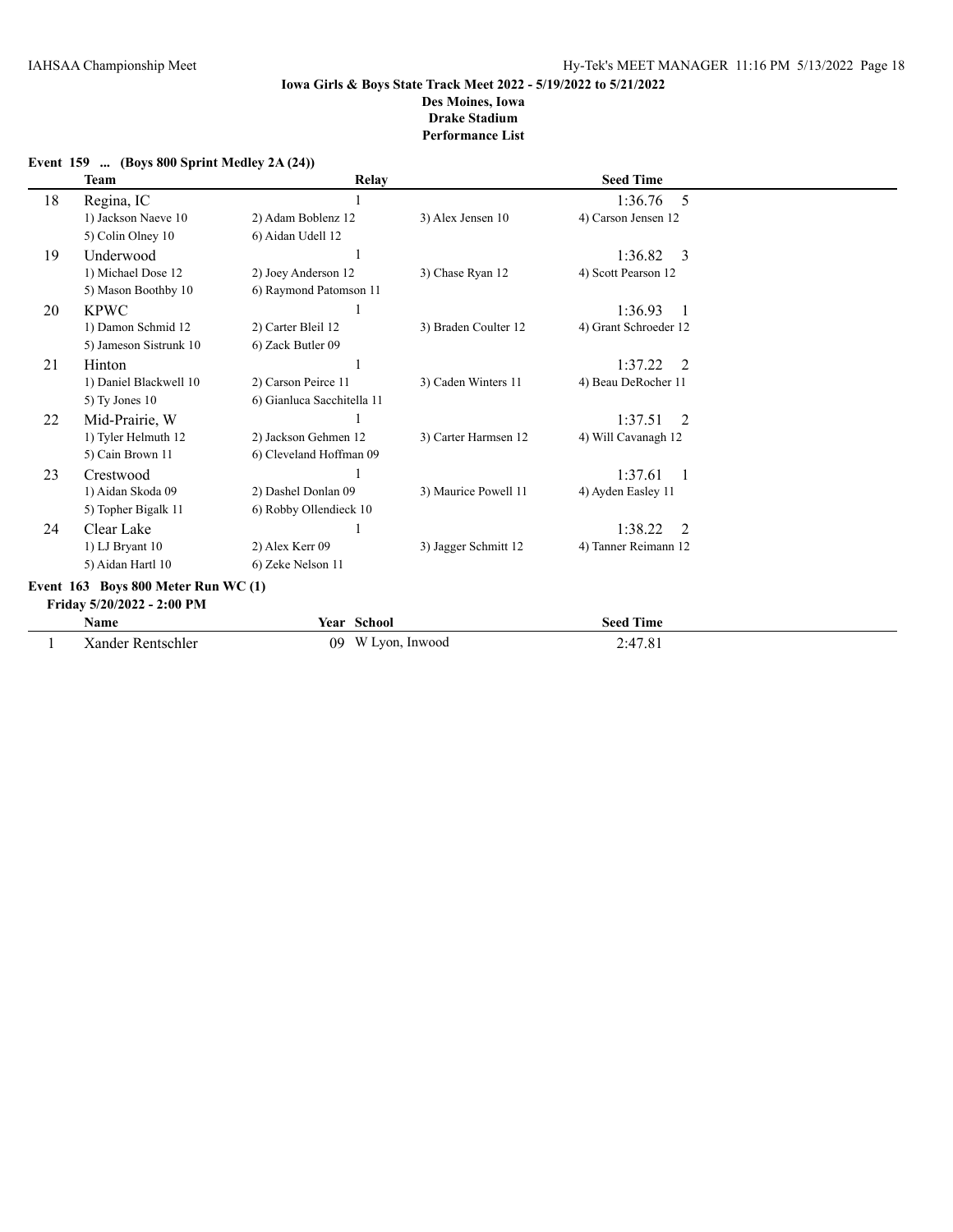**Iowa Girls & Boys State Track Meet 2022 - 5/19/2022 to 5/21/2022**
**Des Moines, Iowa**
**Drake Stadium**
**Performance List**

**Event 159 ... (Boys 800 Sprint Medley 2A (24))**

| | Team | Relay | | Seed Time |
|---|---|---|---|---|
| 18 | Regina, IC | 1 | | 1:36.76 5 |
| | 1) Jackson Naeve 10 | 2) Adam Boblenz 12 | 3) Alex Jensen 10 | 4) Carson Jensen 12 |
| | 5) Colin Olney 10 | 6) Aidan Udell 12 | | |
| 19 | Underwood | 1 | | 1:36.82 3 |
| | 1) Michael Dose 12 | 2) Joey Anderson 12 | 3) Chase Ryan 12 | 4) Scott Pearson 12 |
| | 5) Mason Boothby 10 | 6) Raymond Patomson 11 | | |
| 20 | KPWC | 1 | | 1:36.93 1 |
| | 1) Damon Schmid 12 | 2) Carter Bleil 12 | 3) Braden Coulter 12 | 4) Grant Schroeder 12 |
| | 5) Jameson Sistrunk 10 | 6) Zack Butler 09 | | |
| 21 | Hinton | 1 | | 1:37.22 2 |
| | 1) Daniel Blackwell 10 | 2) Carson Peirce 11 | 3) Caden Winters 11 | 4) Beau DeRocher 11 |
| | 5) Ty Jones 10 | 6) Gianluca Sacchitella 11 | | |
| 22 | Mid-Prairie, W | 1 | | 1:37.51 2 |
| | 1) Tyler Helmuth 12 | 2) Jackson Gehmen 12 | 3) Carter Harmsen 12 | 4) Will Cavanagh 12 |
| | 5) Cain Brown 11 | 6) Cleveland Hoffman 09 | | |
| 23 | Crestwood | 1 | | 1:37.61 1 |
| | 1) Aidan Skoda 09 | 2) Dashel Donlan 09 | 3) Maurice Powell 11 | 4) Ayden Easley 11 |
| | 5) Topher Bigalk 11 | 6) Robby Ollendieck 10 | | |
| 24 | Clear Lake | 1 | | 1:38.22 2 |
| | 1) LJ Bryant 10 | 2) Alex Kerr 09 | 3) Jagger Schmitt 12 | 4) Tanner Reimann 12 |
| | 5) Aidan Hartl 10 | 6) Zeke Nelson 11 | | |

**Event 163 Boys 800 Meter Run WC (1)**
**Friday 5/20/2022 - 2:00 PM**

| | Name | Year | School | Seed Time |
|---|---|---|---|---|
| 1 | Xander Rentschler | 09 | W Lyon, Inwood | 2:47.81 |